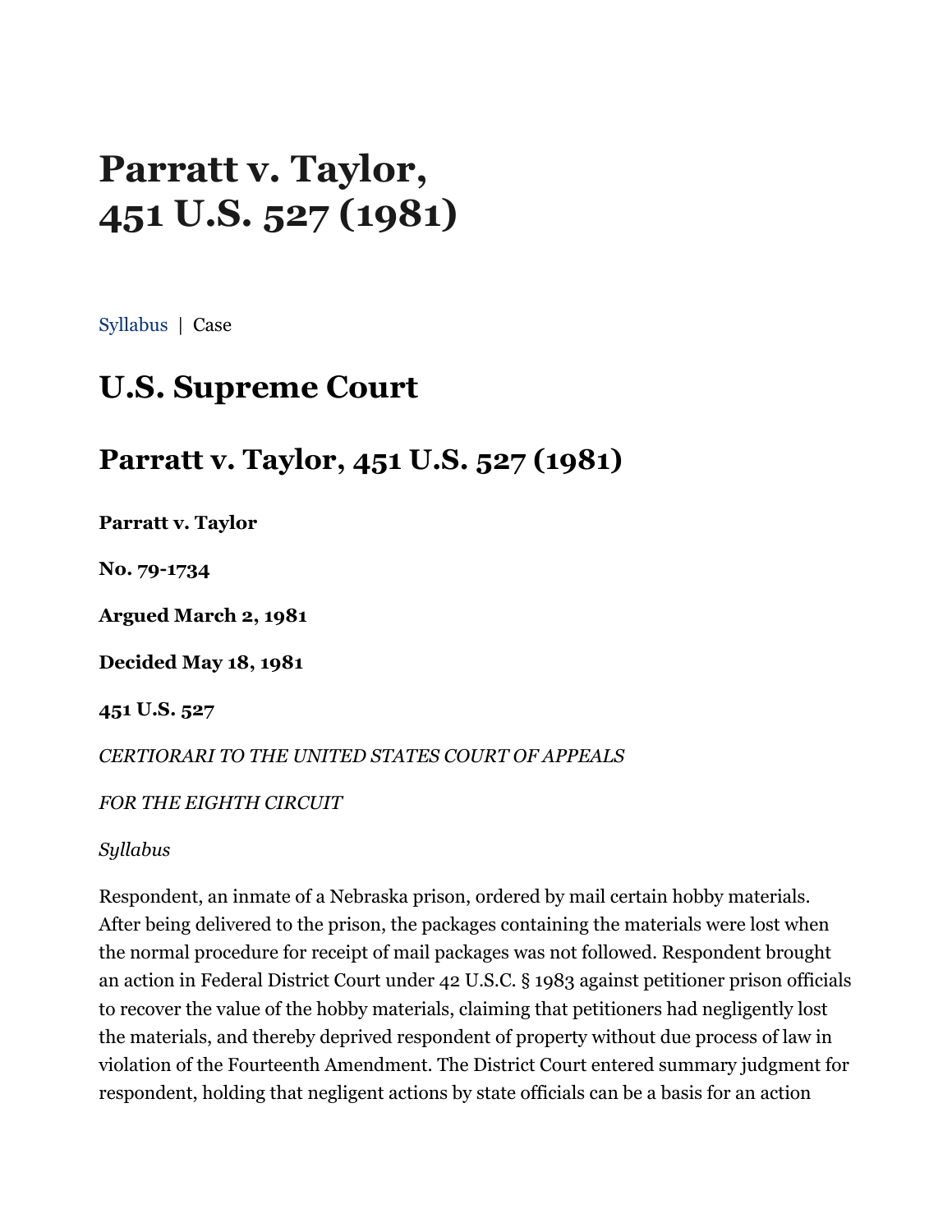# Parratt v. Taylor, 451 U.S. 527 (1981)

Syllabus | Case

## U.S. Supreme Court

## Parratt v. Taylor, 451 U.S. 527 (1981)

**Parratt v. Taylor**

**No. 79-1734**

**Argued March 2, 1981**

**Decided May 18, 1981**

**451 U.S. 527**

*CERTIORARI TO THE UNITED STATES COURT OF APPEALS*

*FOR THE EIGHTH CIRCUIT*

*Syllabus*

Respondent, an inmate of a Nebraska prison, ordered by mail certain hobby materials. After being delivered to the prison, the packages containing the materials were lost when the normal procedure for receipt of mail packages was not followed. Respondent brought an action in Federal District Court under 42 U.S.C. § 1983 against petitioner prison officials to recover the value of the hobby materials, claiming that petitioners had negligently lost the materials, and thereby deprived respondent of property without due process of law in violation of the Fourteenth Amendment. The District Court entered summary judgment for respondent, holding that negligent actions by state officials can be a basis for an action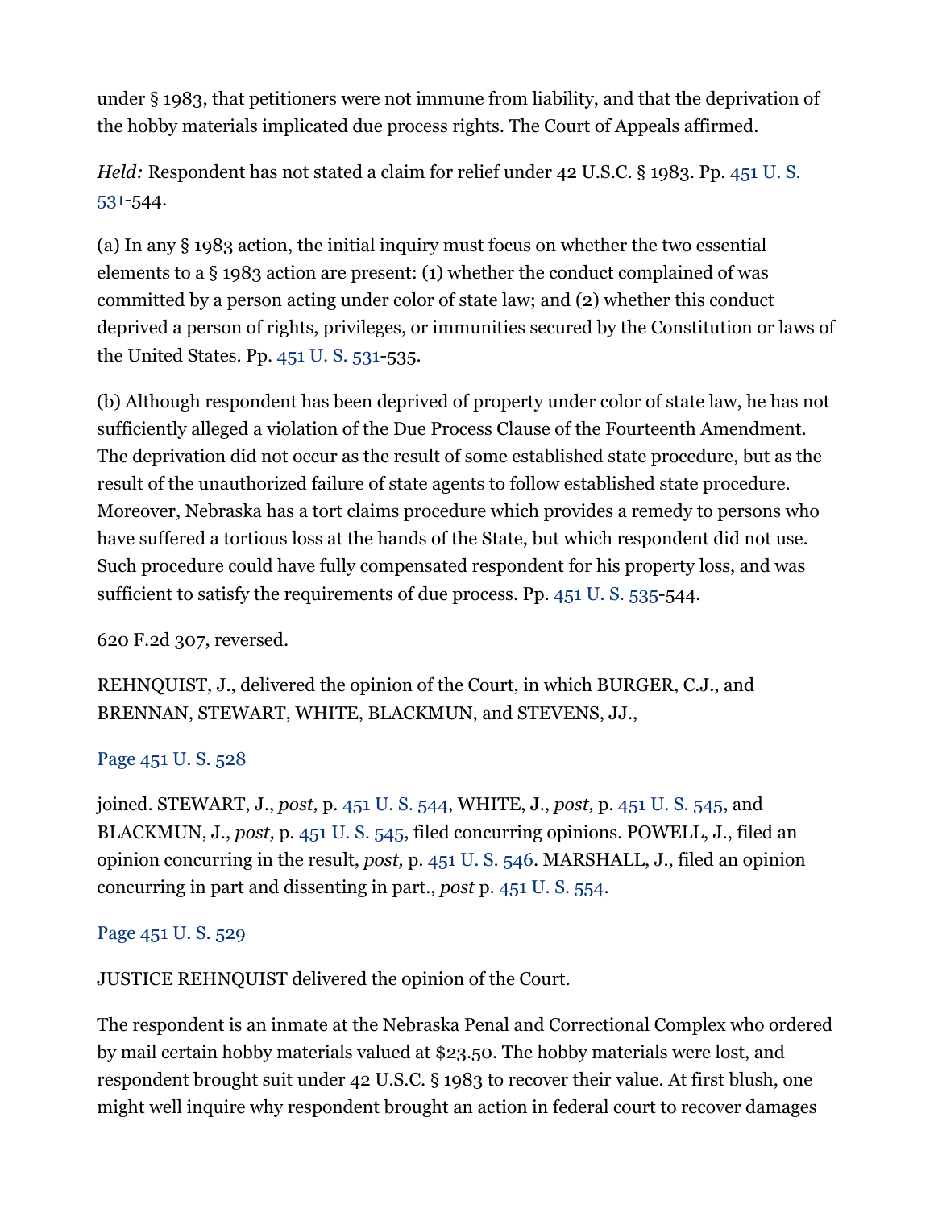under § 1983, that petitioners were not immune from liability, and that the deprivation of the hobby materials implicated due process rights. The Court of Appeals affirmed.

*Held:* Respondent has not stated a claim for relief under 42 U.S.C. § 1983. Pp. 451 U. S. 531-544.

(a) In any § 1983 action, the initial inquiry must focus on whether the two essential elements to a § 1983 action are present: (1) whether the conduct complained of was committed by a person acting under color of state law; and (2) whether this conduct deprived a person of rights, privileges, or immunities secured by the Constitution or laws of the United States. Pp. 451 U. S. 531-535.

(b) Although respondent has been deprived of property under color of state law, he has not sufficiently alleged a violation of the Due Process Clause of the Fourteenth Amendment. The deprivation did not occur as the result of some established state procedure, but as the result of the unauthorized failure of state agents to follow established state procedure. Moreover, Nebraska has a tort claims procedure which provides a remedy to persons who have suffered a tortious loss at the hands of the State, but which respondent did not use. Such procedure could have fully compensated respondent for his property loss, and was sufficient to satisfy the requirements of due process. Pp. 451 U. S. 535-544.

620 F.2d 307, reversed.

REHNQUIST, J., delivered the opinion of the Court, in which BURGER, C.J., and BRENNAN, STEWART, WHITE, BLACKMUN, and STEVENS, JJ.,

Page 451 U. S. 528

joined. STEWART, J., *post,* p. 451 U. S. 544, WHITE, J., *post,* p. 451 U. S. 545, and BLACKMUN, J., *post,* p. 451 U. S. 545, filed concurring opinions. POWELL, J., filed an opinion concurring in the result, *post,* p. 451 U. S. 546. MARSHALL, J., filed an opinion concurring in part and dissenting in part., *post* p. 451 U. S. 554.

Page 451 U. S. 529

JUSTICE REHNQUIST delivered the opinion of the Court.

The respondent is an inmate at the Nebraska Penal and Correctional Complex who ordered by mail certain hobby materials valued at $23.50. The hobby materials were lost, and respondent brought suit under 42 U.S.C. § 1983 to recover their value. At first blush, one might well inquire why respondent brought an action in federal court to recover damages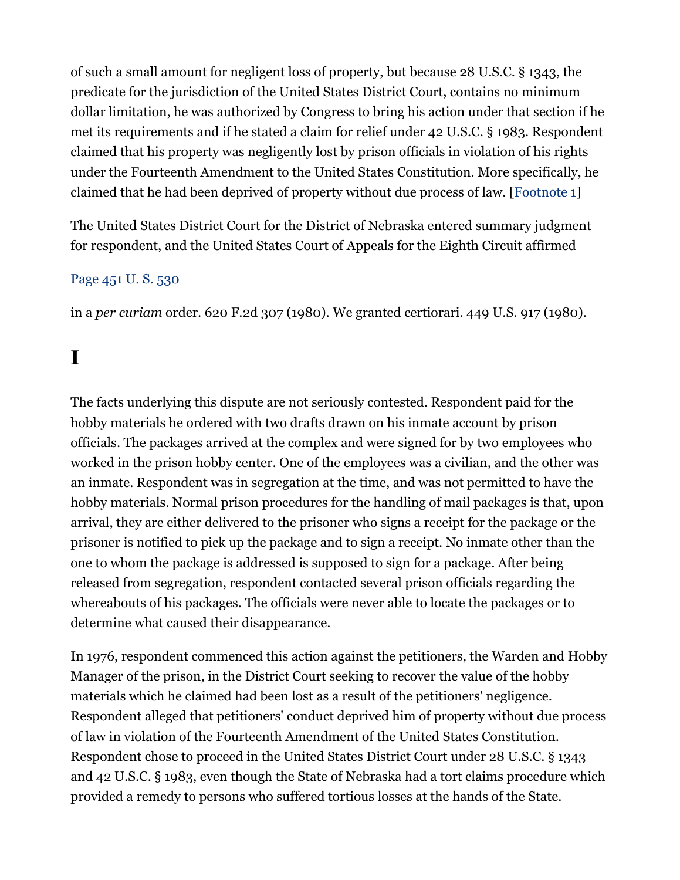of such a small amount for negligent loss of property, but because 28 U.S.C. § 1343, the predicate for the jurisdiction of the United States District Court, contains no minimum dollar limitation, he was authorized by Congress to bring his action under that section if he met its requirements and if he stated a claim for relief under 42 U.S.C. § 1983. Respondent claimed that his property was negligently lost by prison officials in violation of his rights under the Fourteenth Amendment to the United States Constitution. More specifically, he claimed that he had been deprived of property without due process of law. [Footnote 1]

The United States District Court for the District of Nebraska entered summary judgment for respondent, and the United States Court of Appeals for the Eighth Circuit affirmed

Page 451 U. S. 530

in a *per curiam* order. 620 F.2d 307 (1980). We granted certiorari. 449 U.S. 917 (1980).

# I

The facts underlying this dispute are not seriously contested. Respondent paid for the hobby materials he ordered with two drafts drawn on his inmate account by prison officials. The packages arrived at the complex and were signed for by two employees who worked in the prison hobby center. One of the employees was a civilian, and the other was an inmate. Respondent was in segregation at the time, and was not permitted to have the hobby materials. Normal prison procedures for the handling of mail packages is that, upon arrival, they are either delivered to the prisoner who signs a receipt for the package or the prisoner is notified to pick up the package and to sign a receipt. No inmate other than the one to whom the package is addressed is supposed to sign for a package. After being released from segregation, respondent contacted several prison officials regarding the whereabouts of his packages. The officials were never able to locate the packages or to determine what caused their disappearance.

In 1976, respondent commenced this action against the petitioners, the Warden and Hobby Manager of the prison, in the District Court seeking to recover the value of the hobby materials which he claimed had been lost as a result of the petitioners' negligence. Respondent alleged that petitioners' conduct deprived him of property without due process of law in violation of the Fourteenth Amendment of the United States Constitution. Respondent chose to proceed in the United States District Court under 28 U.S.C. § 1343 and 42 U.S.C. § 1983, even though the State of Nebraska had a tort claims procedure which provided a remedy to persons who suffered tortious losses at the hands of the State.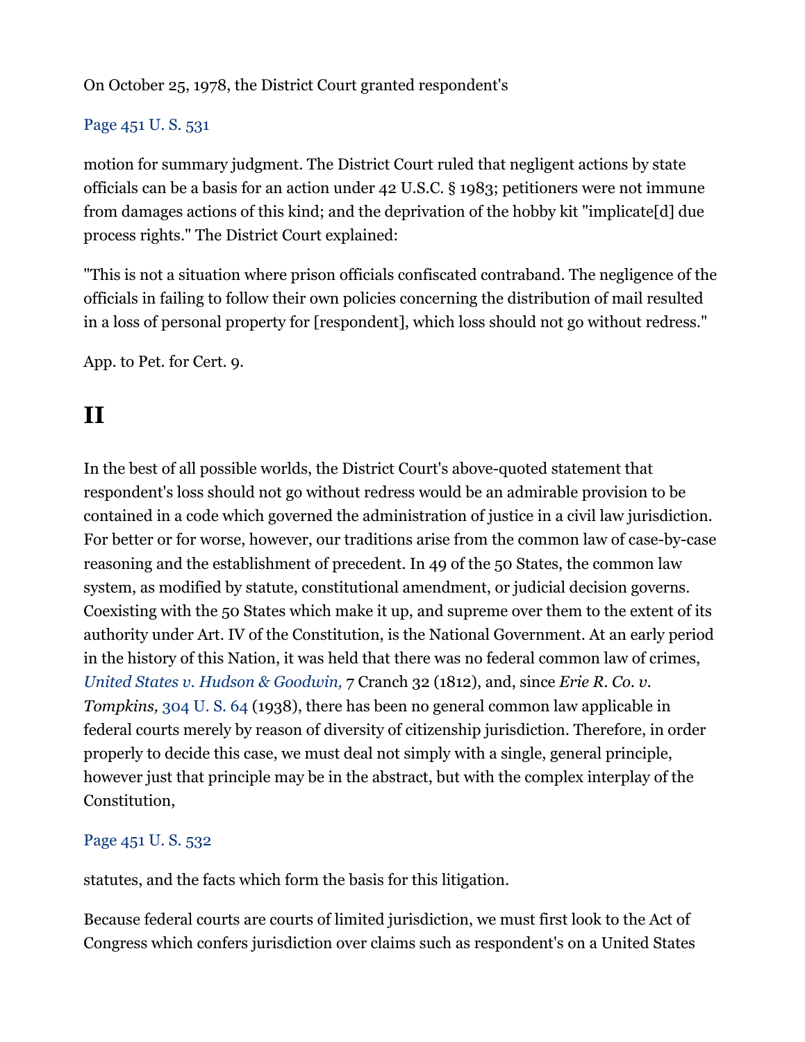On October 25, 1978, the District Court granted respondent's

Page 451 U. S. 531

motion for summary judgment. The District Court ruled that negligent actions by state officials can be a basis for an action under 42 U.S.C. § 1983; petitioners were not immune from damages actions of this kind; and the deprivation of the hobby kit "implicate[d] due process rights." The District Court explained:

"This is not a situation where prison officials confiscated contraband. The negligence of the officials in failing to follow their own policies concerning the distribution of mail resulted in a loss of personal property for [respondent], which loss should not go without redress."

App. to Pet. for Cert. 9.

## II

In the best of all possible worlds, the District Court's above-quoted statement that respondent's loss should not go without redress would be an admirable provision to be contained in a code which governed the administration of justice in a civil law jurisdiction. For better or for worse, however, our traditions arise from the common law of case-by-case reasoning and the establishment of precedent. In 49 of the 50 States, the common law system, as modified by statute, constitutional amendment, or judicial decision governs. Coexisting with the 50 States which make it up, and supreme over them to the extent of its authority under Art. IV of the Constitution, is the National Government. At an early period in the history of this Nation, it was held that there was no federal common law of crimes, *United States v. Hudson & Goodwin,* 7 Cranch 32 (1812), and, since *Erie R. Co. v. Tompkins,* 304 U. S. 64 (1938), there has been no general common law applicable in federal courts merely by reason of diversity of citizenship jurisdiction. Therefore, in order properly to decide this case, we must deal not simply with a single, general principle, however just that principle may be in the abstract, but with the complex interplay of the Constitution,

Page 451 U. S. 532

statutes, and the facts which form the basis for this litigation.

Because federal courts are courts of limited jurisdiction, we must first look to the Act of Congress which confers jurisdiction over claims such as respondent's on a United States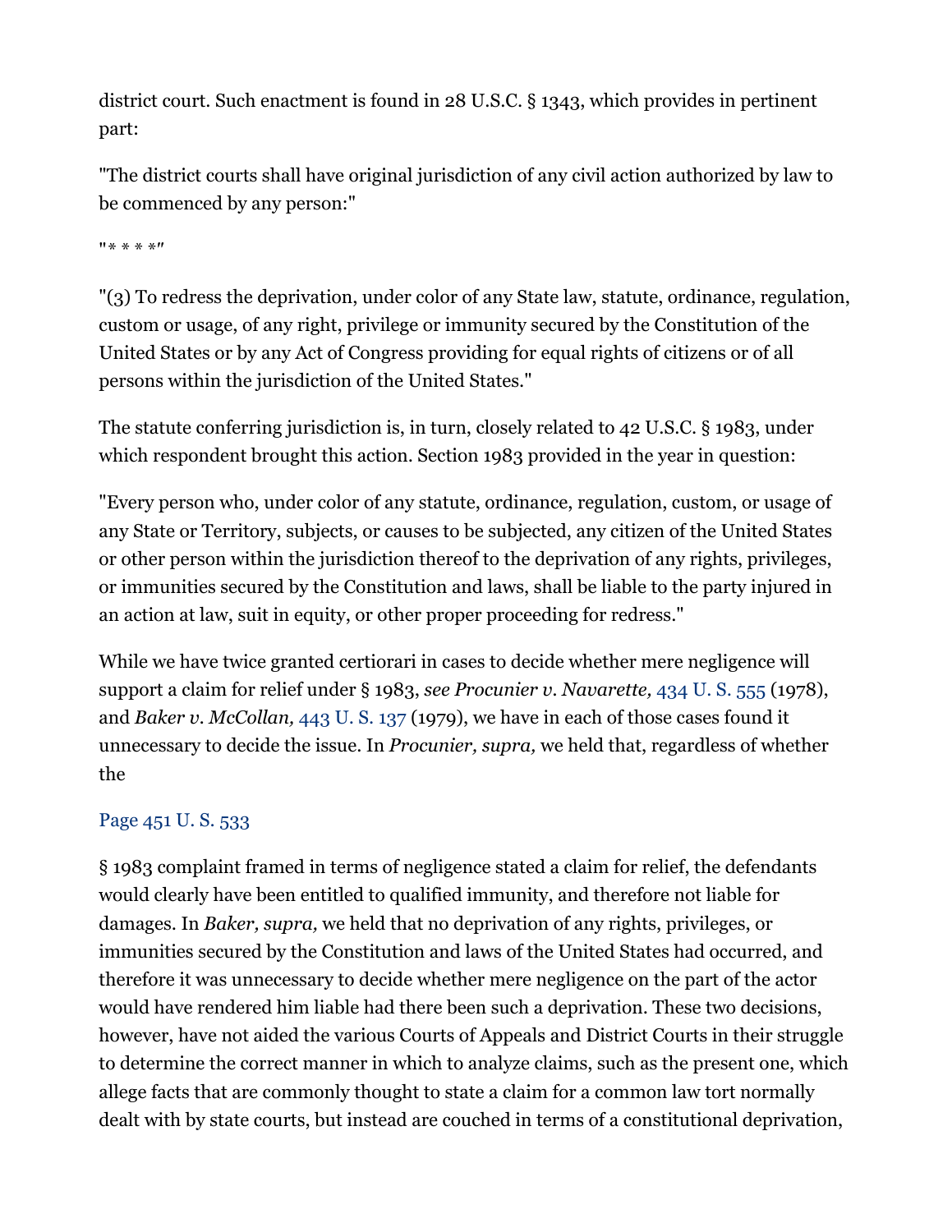district court. Such enactment is found in 28 U.S.C. § 1343, which provides in pertinent part:

"The district courts shall have original jurisdiction of any civil action authorized by law to be commenced by any person:"

"* * * *"

"(3) To redress the deprivation, under color of any State law, statute, ordinance, regulation, custom or usage, of any right, privilege or immunity secured by the Constitution of the United States or by any Act of Congress providing for equal rights of citizens or of all persons within the jurisdiction of the United States."

The statute conferring jurisdiction is, in turn, closely related to 42 U.S.C. § 1983, under which respondent brought this action. Section 1983 provided in the year in question:

"Every person who, under color of any statute, ordinance, regulation, custom, or usage of any State or Territory, subjects, or causes to be subjected, any citizen of the United States or other person within the jurisdiction thereof to the deprivation of any rights, privileges, or immunities secured by the Constitution and laws, shall be liable to the party injured in an action at law, suit in equity, or other proper proceeding for redress."

While we have twice granted certiorari in cases to decide whether mere negligence will support a claim for relief under § 1983, *see Procunier v. Navarette,* 434 U. S. 555 (1978), and *Baker v. McCollan,* 443 U. S. 137 (1979), we have in each of those cases found it unnecessary to decide the issue. In *Procunier, supra,* we held that, regardless of whether the

Page 451 U. S. 533

§ 1983 complaint framed in terms of negligence stated a claim for relief, the defendants would clearly have been entitled to qualified immunity, and therefore not liable for damages. In *Baker, supra,* we held that no deprivation of any rights, privileges, or immunities secured by the Constitution and laws of the United States had occurred, and therefore it was unnecessary to decide whether mere negligence on the part of the actor would have rendered him liable had there been such a deprivation. These two decisions, however, have not aided the various Courts of Appeals and District Courts in their struggle to determine the correct manner in which to analyze claims, such as the present one, which allege facts that are commonly thought to state a claim for a common law tort normally dealt with by state courts, but instead are couched in terms of a constitutional deprivation,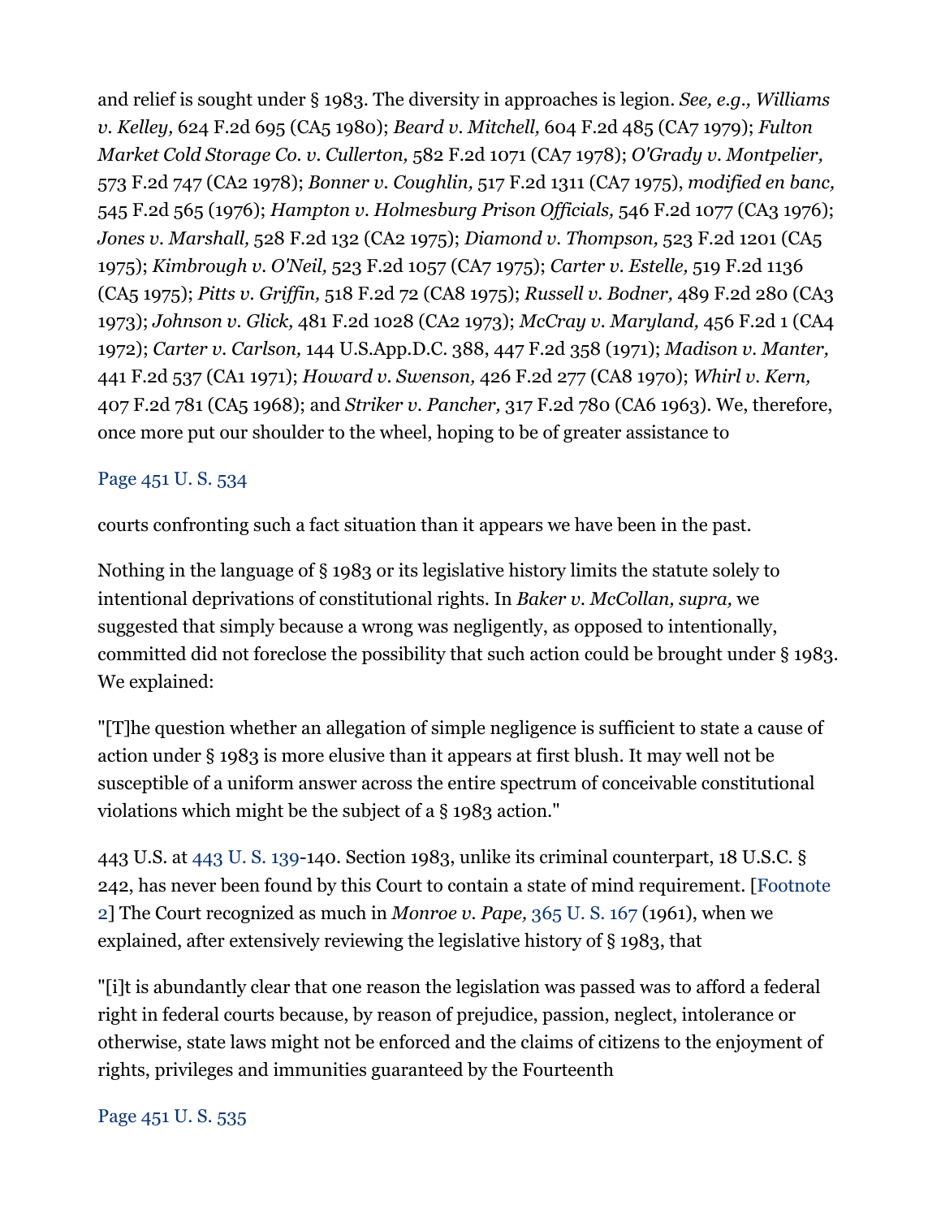and relief is sought under § 1983. The diversity in approaches is legion. *See, e.g., Williams v. Kelley,* 624 F.2d 695 (CA5 1980); *Beard v. Mitchell,* 604 F.2d 485 (CA7 1979); *Fulton Market Cold Storage Co. v. Cullerton,* 582 F.2d 1071 (CA7 1978); *O'Grady v. Montpelier,* 573 F.2d 747 (CA2 1978); *Bonner v. Coughlin,* 517 F.2d 1311 (CA7 1975), *modified en banc,* 545 F.2d 565 (1976); *Hampton v. Holmesburg Prison Officials,* 546 F.2d 1077 (CA3 1976); *Jones v. Marshall,* 528 F.2d 132 (CA2 1975); *Diamond v. Thompson,* 523 F.2d 1201 (CA5 1975); *Kimbrough v. O'Neil,* 523 F.2d 1057 (CA7 1975); *Carter v. Estelle,* 519 F.2d 1136 (CA5 1975); *Pitts v. Griffin,* 518 F.2d 72 (CA8 1975); *Russell v. Bodner,* 489 F.2d 280 (CA3 1973); *Johnson v. Glick,* 481 F.2d 1028 (CA2 1973); *McCray v. Maryland,* 456 F.2d 1 (CA4 1972); *Carter v. Carlson,* 144 U.S.App.D.C. 388, 447 F.2d 358 (1971); *Madison v. Manter,* 441 F.2d 537 (CA1 1971); *Howard v. Swenson,* 426 F.2d 277 (CA8 1970); *Whirl v. Kern,* 407 F.2d 781 (CA5 1968); and *Striker v. Pancher,* 317 F.2d 780 (CA6 1963). We, therefore, once more put our shoulder to the wheel, hoping to be of greater assistance to

Page 451 U. S. 534

courts confronting such a fact situation than it appears we have been in the past.

Nothing in the language of § 1983 or its legislative history limits the statute solely to intentional deprivations of constitutional rights. In *Baker v. McCollan, supra,* we suggested that simply because a wrong was negligently, as opposed to intentionally, committed did not foreclose the possibility that such action could be brought under § 1983. We explained:

"[T]he question whether an allegation of simple negligence is sufficient to state a cause of action under § 1983 is more elusive than it appears at first blush. It may well not be susceptible of a uniform answer across the entire spectrum of conceivable constitutional violations which might be the subject of a § 1983 action."

443 U.S. at 443 U. S. 139-140. Section 1983, unlike its criminal counterpart, 18 U.S.C. § 242, has never been found by this Court to contain a state of mind requirement. [Footnote 2] The Court recognized as much in *Monroe v. Pape,* 365 U. S. 167 (1961), when we explained, after extensively reviewing the legislative history of § 1983, that

"[i]t is abundantly clear that one reason the legislation was passed was to afford a federal right in federal courts because, by reason of prejudice, passion, neglect, intolerance or otherwise, state laws might not be enforced and the claims of citizens to the enjoyment of rights, privileges and immunities guaranteed by the Fourteenth

Page 451 U. S. 535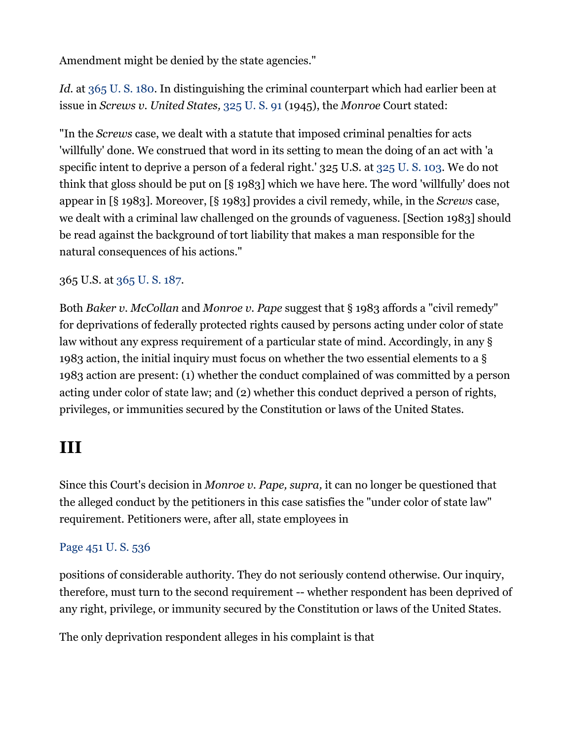Amendment might be denied by the state agencies."

*Id.* at 365 U. S. 180. In distinguishing the criminal counterpart which had earlier been at issue in *Screws v. United States,* 325 U. S. 91 (1945), the *Monroe* Court stated:

"In the *Screws* case, we dealt with a statute that imposed criminal penalties for acts 'willfully' done. We construed that word in its setting to mean the doing of an act with 'a specific intent to deprive a person of a federal right.' 325 U.S. at 325 U. S. 103. We do not think that gloss should be put on [§ 1983] which we have here. The word 'willfully' does not appear in [§ 1983]. Moreover, [§ 1983] provides a civil remedy, while, in the *Screws* case, we dealt with a criminal law challenged on the grounds of vagueness. [Section 1983] should be read against the background of tort liability that makes a man responsible for the natural consequences of his actions."

365 U.S. at 365 U. S. 187.

Both *Baker v. McCollan* and *Monroe v. Pape* suggest that § 1983 affords a "civil remedy" for deprivations of federally protected rights caused by persons acting under color of state law without any express requirement of a particular state of mind. Accordingly, in any § 1983 action, the initial inquiry must focus on whether the two essential elements to a § 1983 action are present: (1) whether the conduct complained of was committed by a person acting under color of state law; and (2) whether this conduct deprived a person of rights, privileges, or immunities secured by the Constitution or laws of the United States.

# III

Since this Court's decision in *Monroe v. Pape, supra,* it can no longer be questioned that the alleged conduct by the petitioners in this case satisfies the "under color of state law" requirement. Petitioners were, after all, state employees in

Page 451 U. S. 536

positions of considerable authority. They do not seriously contend otherwise. Our inquiry, therefore, must turn to the second requirement -- whether respondent has been deprived of any right, privilege, or immunity secured by the Constitution or laws of the United States.

The only deprivation respondent alleges in his complaint is that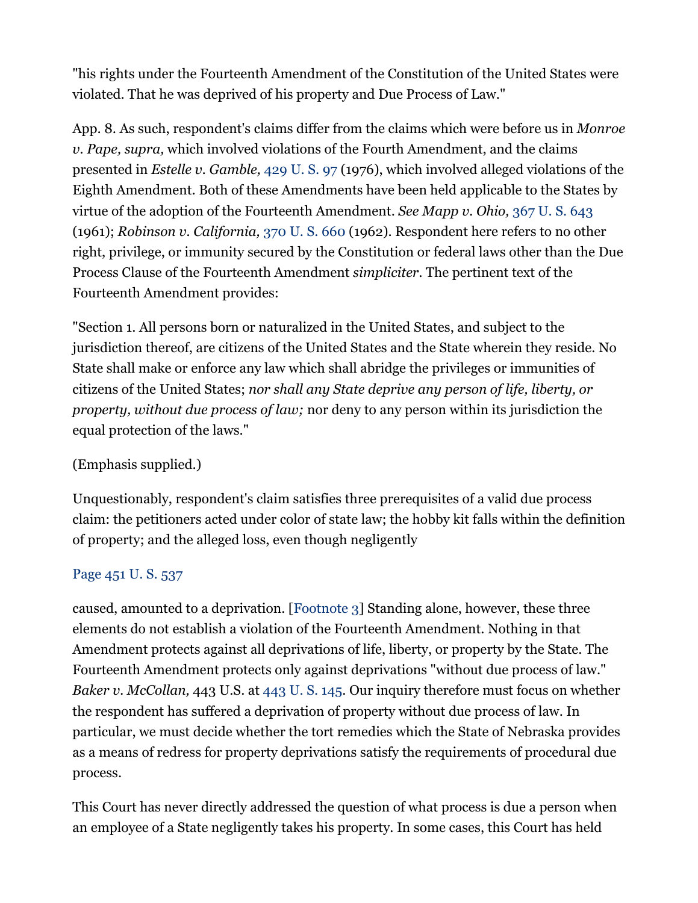"his rights under the Fourteenth Amendment of the Constitution of the United States were violated. That he was deprived of his property and Due Process of Law."

App. 8. As such, respondent's claims differ from the claims which were before us in *Monroe v. Pape, supra,* which involved violations of the Fourth Amendment, and the claims presented in *Estelle v. Gamble,* 429 U. S. 97 (1976), which involved alleged violations of the Eighth Amendment. Both of these Amendments have been held applicable to the States by virtue of the adoption of the Fourteenth Amendment. *See Mapp v. Ohio,* 367 U. S. 643 (1961); *Robinson v. California,* 370 U. S. 660 (1962). Respondent here refers to no other right, privilege, or immunity secured by the Constitution or federal laws other than the Due Process Clause of the Fourteenth Amendment *simpliciter*. The pertinent text of the Fourteenth Amendment provides:

"Section 1. All persons born or naturalized in the United States, and subject to the jurisdiction thereof, are citizens of the United States and the State wherein they reside. No State shall make or enforce any law which shall abridge the privileges or immunities of citizens of the United States; *nor shall any State deprive any person of life, liberty, or property, without due process of law;* nor deny to any person within its jurisdiction the equal protection of the laws."

(Emphasis supplied.)

Unquestionably, respondent's claim satisfies three prerequisites of a valid due process claim: the petitioners acted under color of state law; the hobby kit falls within the definition of property; and the alleged loss, even though negligently

Page 451 U. S. 537

caused, amounted to a deprivation. [Footnote 3] Standing alone, however, these three elements do not establish a violation of the Fourteenth Amendment. Nothing in that Amendment protects against all deprivations of life, liberty, or property by the State. The Fourteenth Amendment protects only against deprivations "without due process of law." *Baker v. McCollan,* 443 U.S. at 443 U. S. 145. Our inquiry therefore must focus on whether the respondent has suffered a deprivation of property without due process of law. In particular, we must decide whether the tort remedies which the State of Nebraska provides as a means of redress for property deprivations satisfy the requirements of procedural due process.

This Court has never directly addressed the question of what process is due a person when an employee of a State negligently takes his property. In some cases, this Court has held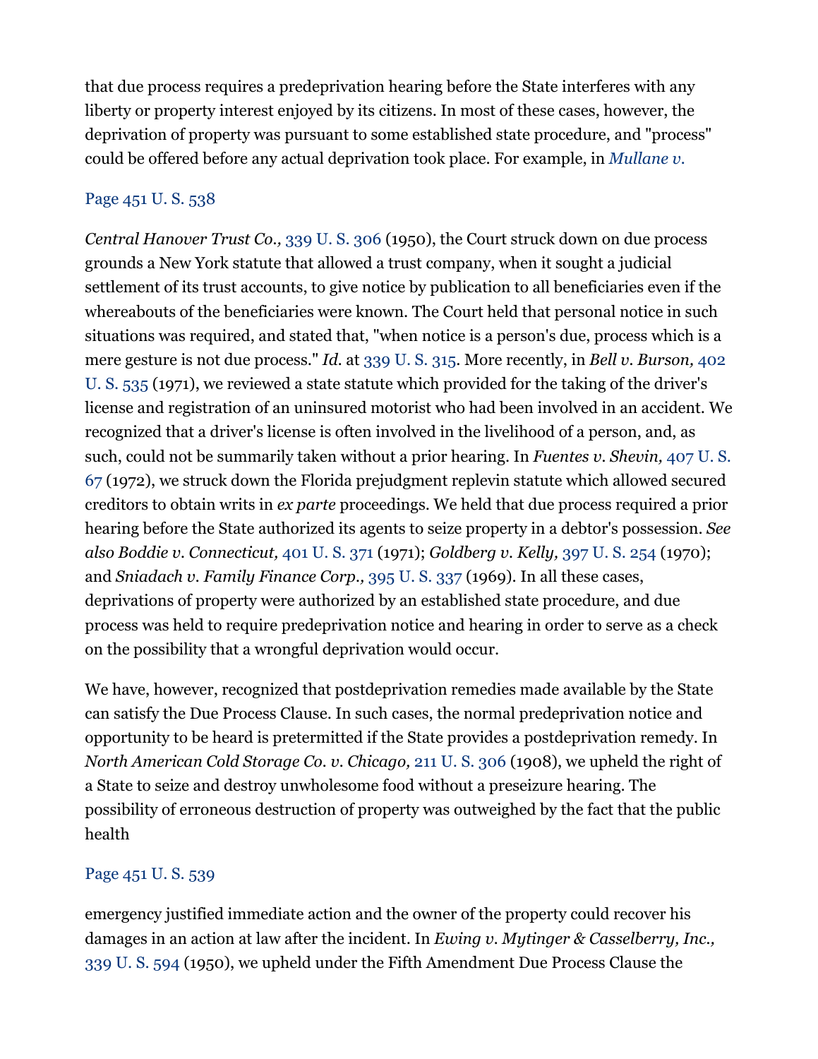that due process requires a predeprivation hearing before the State interferes with any liberty or property interest enjoyed by its citizens. In most of these cases, however, the deprivation of property was pursuant to some established state procedure, and "process" could be offered before any actual deprivation took place. For example, in *Mullane v.*

Page 451 U. S. 538

*Central Hanover Trust Co.,* 339 U. S. 306 (1950), the Court struck down on due process grounds a New York statute that allowed a trust company, when it sought a judicial settlement of its trust accounts, to give notice by publication to all beneficiaries even if the whereabouts of the beneficiaries were known. The Court held that personal notice in such situations was required, and stated that, "when notice is a person's due, process which is a mere gesture is not due process." *Id.* at 339 U. S. 315. More recently, in *Bell v. Burson,* 402 U. S. 535 (1971), we reviewed a state statute which provided for the taking of the driver's license and registration of an uninsured motorist who had been involved in an accident. We recognized that a driver's license is often involved in the livelihood of a person, and, as such, could not be summarily taken without a prior hearing. In *Fuentes v. Shevin,* 407 U. S. 67 (1972), we struck down the Florida prejudgment replevin statute which allowed secured creditors to obtain writs in *ex parte* proceedings. We held that due process required a prior hearing before the State authorized its agents to seize property in a debtor's possession. *See also Boddie v. Connecticut,* 401 U. S. 371 (1971); *Goldberg v. Kelly,* 397 U. S. 254 (1970); and *Sniadach v. Family Finance Corp.,* 395 U. S. 337 (1969). In all these cases, deprivations of property were authorized by an established state procedure, and due process was held to require predeprivation notice and hearing in order to serve as a check on the possibility that a wrongful deprivation would occur.

We have, however, recognized that postdeprivation remedies made available by the State can satisfy the Due Process Clause. In such cases, the normal predeprivation notice and opportunity to be heard is pretermitted if the State provides a postdeprivation remedy. In *North American Cold Storage Co. v. Chicago,* 211 U. S. 306 (1908), we upheld the right of a State to seize and destroy unwholesome food without a preseizure hearing. The possibility of erroneous destruction of property was outweighed by the fact that the public health

Page 451 U. S. 539

emergency justified immediate action and the owner of the property could recover his damages in an action at law after the incident. In *Ewing v. Mytinger & Casselberry, Inc.,* 339 U. S. 594 (1950), we upheld under the Fifth Amendment Due Process Clause the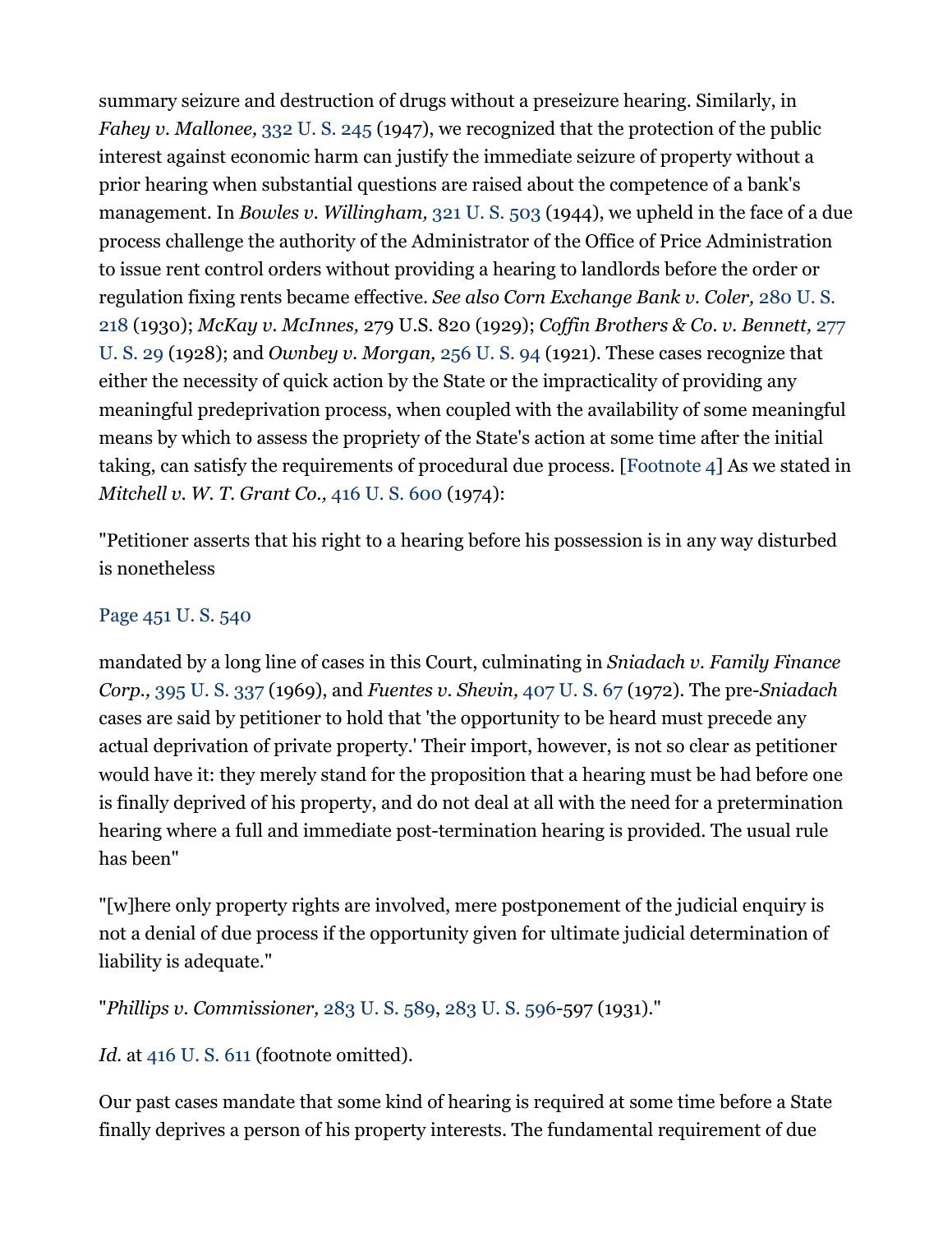summary seizure and destruction of drugs without a preseizure hearing. Similarly, in *Fahey v. Mallonee,* 332 U. S. 245 (1947), we recognized that the protection of the public interest against economic harm can justify the immediate seizure of property without a prior hearing when substantial questions are raised about the competence of a bank's management. In *Bowles v. Willingham,* 321 U. S. 503 (1944), we upheld in the face of a due process challenge the authority of the Administrator of the Office of Price Administration to issue rent control orders without providing a hearing to landlords before the order or regulation fixing rents became effective. *See also Corn Exchange Bank v. Coler,* 280 U. S. 218 (1930); *McKay v. McInnes,* 279 U.S. 820 (1929); *Coffin Brothers & Co. v. Bennett,* 277 U. S. 29 (1928); and *Ownbey v. Morgan,* 256 U. S. 94 (1921). These cases recognize that either the necessity of quick action by the State or the impracticality of providing any meaningful predeprivation process, when coupled with the availability of some meaningful means by which to assess the propriety of the State's action at some time after the initial taking, can satisfy the requirements of procedural due process. [Footnote 4] As we stated in *Mitchell v. W. T. Grant Co.,* 416 U. S. 600 (1974):

"Petitioner asserts that his right to a hearing before his possession is in any way disturbed is nonetheless

Page 451 U. S. 540

mandated by a long line of cases in this Court, culminating in *Sniadach v. Family Finance Corp.,* 395 U. S. 337 (1969), and *Fuentes v. Shevin,* 407 U. S. 67 (1972). The pre-*Sniadach* cases are said by petitioner to hold that 'the opportunity to be heard must precede any actual deprivation of private property.' Their import, however, is not so clear as petitioner would have it: they merely stand for the proposition that a hearing must be had before one is finally deprived of his property, and do not deal at all with the need for a pretermination hearing where a full and immediate post-termination hearing is provided. The usual rule has been"

"[w]here only property rights are involved, mere postponement of the judicial enquiry is not a denial of due process if the opportunity given for ultimate judicial determination of liability is adequate."

"*Phillips v. Commissioner,* 283 U. S. 589, 283 U. S. 596-597 (1931)."

*Id.* at 416 U. S. 611 (footnote omitted).

Our past cases mandate that some kind of hearing is required at some time before a State finally deprives a person of his property interests. The fundamental requirement of due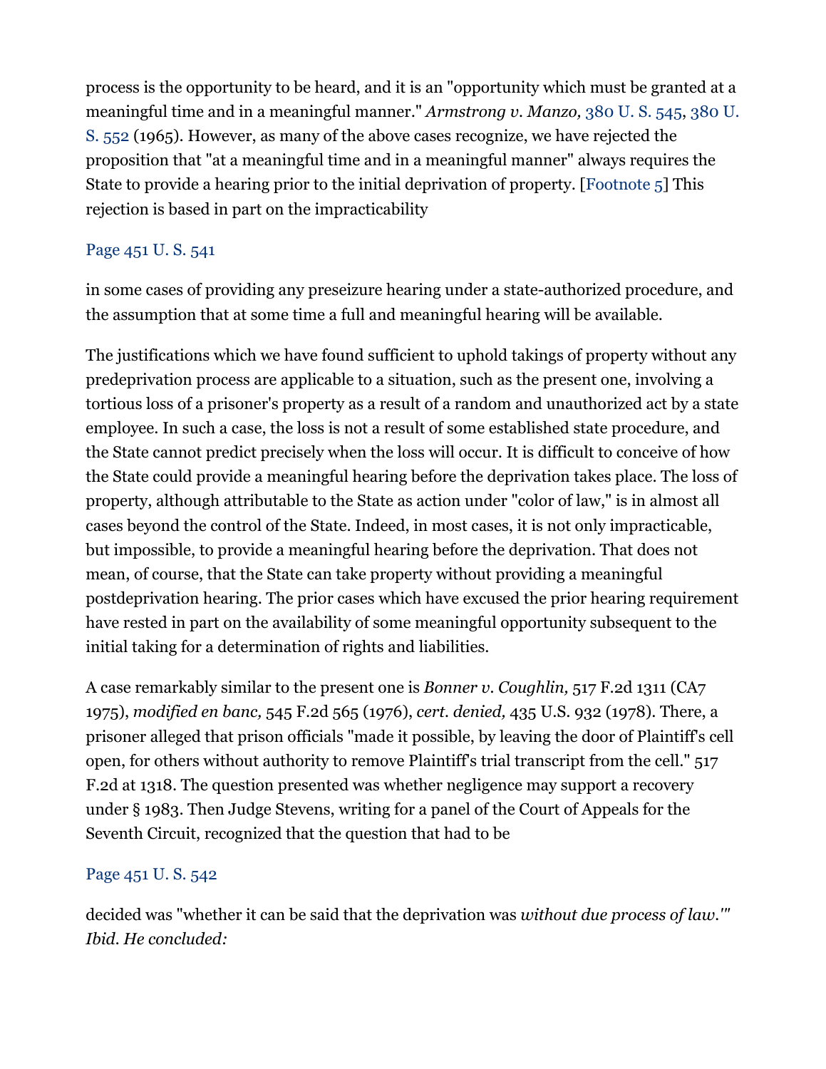process is the opportunity to be heard, and it is an "opportunity which must be granted at a meaningful time and in a meaningful manner." *Armstrong v. Manzo,* 380 U. S. 545, 380 U. S. 552 (1965). However, as many of the above cases recognize, we have rejected the proposition that "at a meaningful time and in a meaningful manner" always requires the State to provide a hearing prior to the initial deprivation of property. [Footnote 5] This rejection is based in part on the impracticability

Page 451 U. S. 541

in some cases of providing any preseizure hearing under a state-authorized procedure, and the assumption that at some time a full and meaningful hearing will be available.

The justifications which we have found sufficient to uphold takings of property without any predeprivation process are applicable to a situation, such as the present one, involving a tortious loss of a prisoner's property as a result of a random and unauthorized act by a state employee. In such a case, the loss is not a result of some established state procedure, and the State cannot predict precisely when the loss will occur. It is difficult to conceive of how the State could provide a meaningful hearing before the deprivation takes place. The loss of property, although attributable to the State as action under "color of law," is in almost all cases beyond the control of the State. Indeed, in most cases, it is not only impracticable, but impossible, to provide a meaningful hearing before the deprivation. That does not mean, of course, that the State can take property without providing a meaningful postdeprivation hearing. The prior cases which have excused the prior hearing requirement have rested in part on the availability of some meaningful opportunity subsequent to the initial taking for a determination of rights and liabilities.

A case remarkably similar to the present one is *Bonner v. Coughlin,* 517 F.2d 1311 (CA7 1975), *modified en banc,* 545 F.2d 565 (1976), *cert. denied,* 435 U.S. 932 (1978). There, a prisoner alleged that prison officials "made it possible, by leaving the door of Plaintiff's cell open, for others without authority to remove Plaintiff's trial transcript from the cell." 517 F.2d at 1318. The question presented was whether negligence may support a recovery under § 1983. Then Judge Stevens, writing for a panel of the Court of Appeals for the Seventh Circuit, recognized that the question that had to be

Page 451 U. S. 542

decided was "whether it can be said that the deprivation was *without due process of law.*" *Ibid. He concluded:*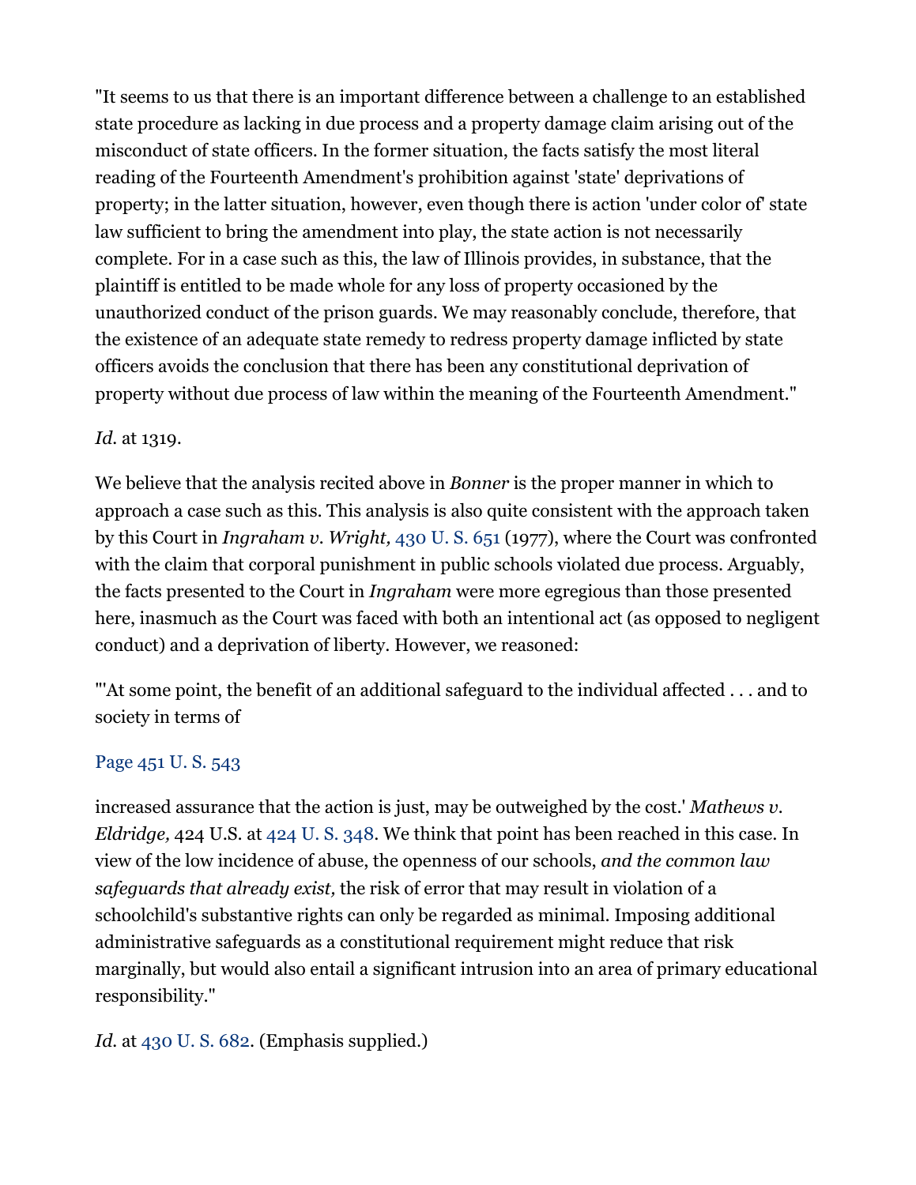"It seems to us that there is an important difference between a challenge to an established state procedure as lacking in due process and a property damage claim arising out of the misconduct of state officers. In the former situation, the facts satisfy the most literal reading of the Fourteenth Amendment's prohibition against 'state' deprivations of property; in the latter situation, however, even though there is action 'under color of' state law sufficient to bring the amendment into play, the state action is not necessarily complete. For in a case such as this, the law of Illinois provides, in substance, that the plaintiff is entitled to be made whole for any loss of property occasioned by the unauthorized conduct of the prison guards. We may reasonably conclude, therefore, that the existence of an adequate state remedy to redress property damage inflicted by state officers avoids the conclusion that there has been any constitutional deprivation of property without due process of law within the meaning of the Fourteenth Amendment."

*Id.* at 1319.

We believe that the analysis recited above in *Bonner* is the proper manner in which to approach a case such as this. This analysis is also quite consistent with the approach taken by this Court in *Ingraham v. Wright,* 430 U. S. 651 (1977), where the Court was confronted with the claim that corporal punishment in public schools violated due process. Arguably, the facts presented to the Court in *Ingraham* were more egregious than those presented here, inasmuch as the Court was faced with both an intentional act (as opposed to negligent conduct) and a deprivation of liberty. However, we reasoned:

"'At some point, the benefit of an additional safeguard to the individual affected . . . and to society in terms of

Page 451 U. S. 543

increased assurance that the action is just, may be outweighed by the cost.' *Mathews v. Eldridge,* 424 U.S. at 424 U. S. 348. We think that point has been reached in this case. In view of the low incidence of abuse, the openness of our schools, *and the common law safeguards that already exist,* the risk of error that may result in violation of a schoolchild's substantive rights can only be regarded as minimal. Imposing additional administrative safeguards as a constitutional requirement might reduce that risk marginally, but would also entail a significant intrusion into an area of primary educational responsibility."

*Id.* at 430 U. S. 682. (Emphasis supplied.)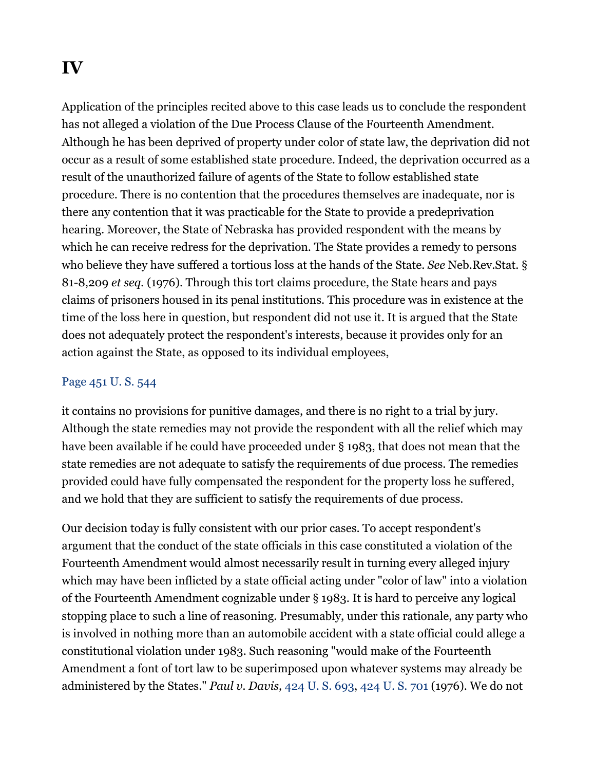# IV

Application of the principles recited above to this case leads us to conclude the respondent has not alleged a violation of the Due Process Clause of the Fourteenth Amendment. Although he has been deprived of property under color of state law, the deprivation did not occur as a result of some established state procedure. Indeed, the deprivation occurred as a result of the unauthorized failure of agents of the State to follow established state procedure. There is no contention that the procedures themselves are inadequate, nor is there any contention that it was practicable for the State to provide a predeprivation hearing. Moreover, the State of Nebraska has provided respondent with the means by which he can receive redress for the deprivation. The State provides a remedy to persons who believe they have suffered a tortious loss at the hands of the State. *See* Neb.Rev.Stat. § 81-8,209 *et seq.* (1976). Through this tort claims procedure, the State hears and pays claims of prisoners housed in its penal institutions. This procedure was in existence at the time of the loss here in question, but respondent did not use it. It is argued that the State does not adequately protect the respondent's interests, because it provides only for an action against the State, as opposed to its individual employees,

Page 451 U. S. 544

it contains no provisions for punitive damages, and there is no right to a trial by jury. Although the state remedies may not provide the respondent with all the relief which may have been available if he could have proceeded under § 1983, that does not mean that the state remedies are not adequate to satisfy the requirements of due process. The remedies provided could have fully compensated the respondent for the property loss he suffered, and we hold that they are sufficient to satisfy the requirements of due process.

Our decision today is fully consistent with our prior cases. To accept respondent's argument that the conduct of the state officials in this case constituted a violation of the Fourteenth Amendment would almost necessarily result in turning every alleged injury which may have been inflicted by a state official acting under "color of law" into a violation of the Fourteenth Amendment cognizable under § 1983. It is hard to perceive any logical stopping place to such a line of reasoning. Presumably, under this rationale, any party who is involved in nothing more than an automobile accident with a state official could allege a constitutional violation under 1983. Such reasoning "would make of the Fourteenth Amendment a font of tort law to be superimposed upon whatever systems may already be administered by the States." *Paul v. Davis,* 424 U. S. 693, 424 U. S. 701 (1976). We do not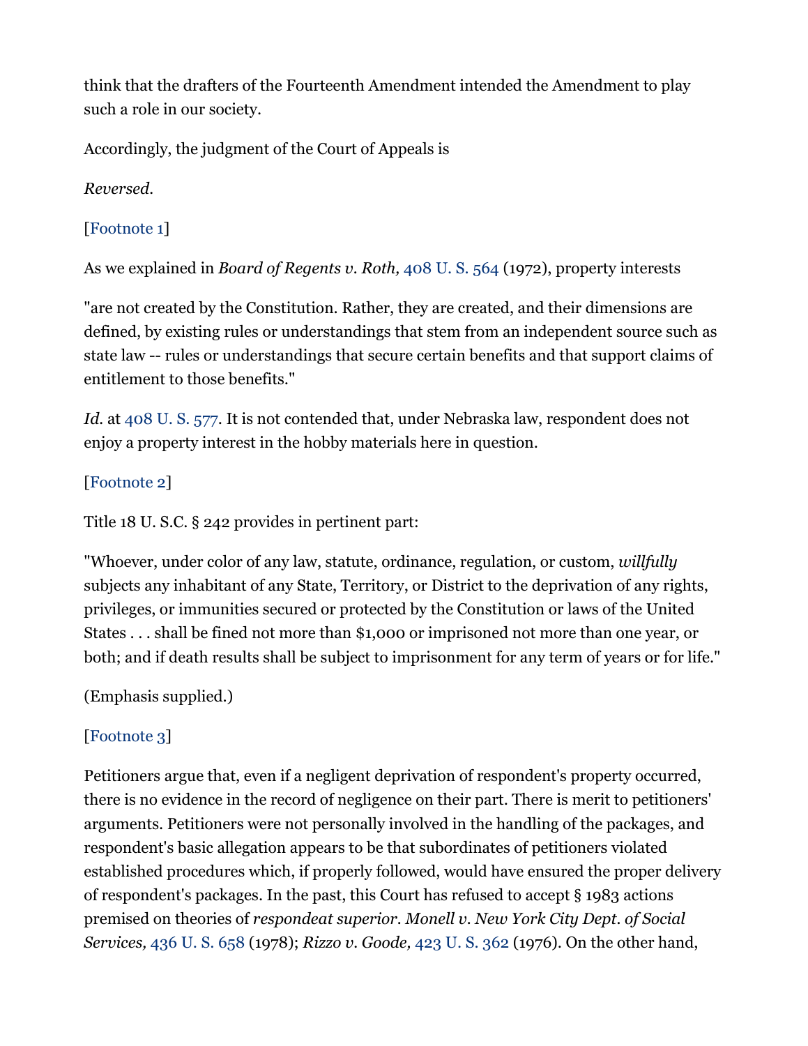think that the drafters of the Fourteenth Amendment intended the Amendment to play such a role in our society.

Accordingly, the judgment of the Court of Appeals is

*Reversed.*

[Footnote 1]

As we explained in *Board of Regents v. Roth,* 408 U. S. 564 (1972), property interests

"are not created by the Constitution. Rather, they are created, and their dimensions are defined, by existing rules or understandings that stem from an independent source such as state law -- rules or understandings that secure certain benefits and that support claims of entitlement to those benefits."

*Id.* at 408 U. S. 577. It is not contended that, under Nebraska law, respondent does not enjoy a property interest in the hobby materials here in question.

[Footnote 2]

Title 18 U. S.C. § 242 provides in pertinent part:

"Whoever, under color of any law, statute, ordinance, regulation, or custom, *willfully* subjects any inhabitant of any State, Territory, or District to the deprivation of any rights, privileges, or immunities secured or protected by the Constitution or laws of the United States . . . shall be fined not more than $1,000 or imprisoned not more than one year, or both; and if death results shall be subject to imprisonment for any term of years or for life."

(Emphasis supplied.)

[Footnote 3]

Petitioners argue that, even if a negligent deprivation of respondent's property occurred, there is no evidence in the record of negligence on their part. There is merit to petitioners' arguments. Petitioners were not personally involved in the handling of the packages, and respondent's basic allegation appears to be that subordinates of petitioners violated established procedures which, if properly followed, would have ensured the proper delivery of respondent's packages. In the past, this Court has refused to accept § 1983 actions premised on theories of *respondeat superior*. *Monell v. New York City Dept. of Social Services,* 436 U. S. 658 (1978); *Rizzo v. Goode,* 423 U. S. 362 (1976). On the other hand,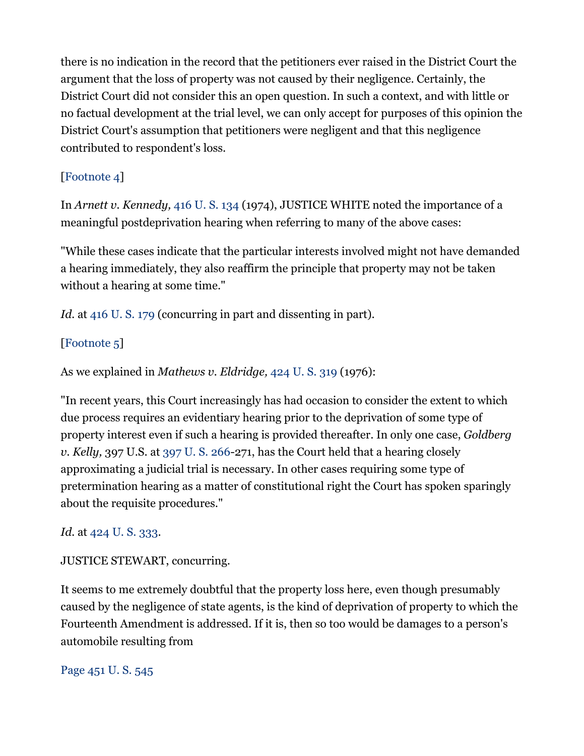there is no indication in the record that the petitioners ever raised in the District Court the argument that the loss of property was not caused by their negligence. Certainly, the District Court did not consider this an open question. In such a context, and with little or no factual development at the trial level, we can only accept for purposes of this opinion the District Court's assumption that petitioners were negligent and that this negligence contributed to respondent's loss.

[Footnote 4]

In *Arnett v. Kennedy,* 416 U. S. 134 (1974), JUSTICE WHITE noted the importance of a meaningful postdeprivation hearing when referring to many of the above cases:

"While these cases indicate that the particular interests involved might not have demanded a hearing immediately, they also reaffirm the principle that property may not be taken without a hearing at some time."

*Id.* at 416 U. S. 179 (concurring in part and dissenting in part).

[Footnote 5]

As we explained in *Mathews v. Eldridge,* 424 U. S. 319 (1976):

"In recent years, this Court increasingly has had occasion to consider the extent to which due process requires an evidentiary hearing prior to the deprivation of some type of property interest even if such a hearing is provided thereafter. In only one case, *Goldberg v. Kelly,* 397 U.S. at 397 U. S. 266-271, has the Court held that a hearing closely approximating a judicial trial is necessary. In other cases requiring some type of pretermination hearing as a matter of constitutional right the Court has spoken sparingly about the requisite procedures."

*Id.* at 424 U. S. 333.

JUSTICE STEWART, concurring.

It seems to me extremely doubtful that the property loss here, even though presumably caused by the negligence of state agents, is the kind of deprivation of property to which the Fourteenth Amendment is addressed. If it is, then so too would be damages to a person's automobile resulting from

Page 451 U. S. 545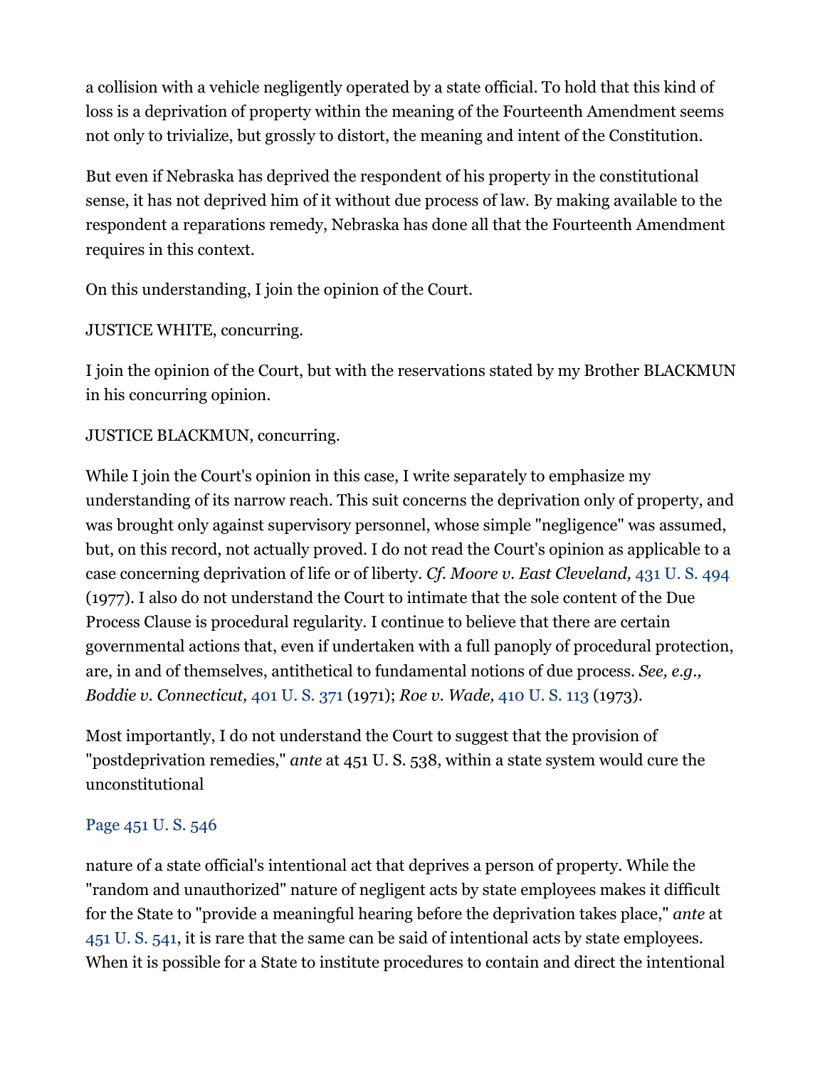a collision with a vehicle negligently operated by a state official. To hold that this kind of loss is a deprivation of property within the meaning of the Fourteenth Amendment seems not only to trivialize, but grossly to distort, the meaning and intent of the Constitution.

But even if Nebraska has deprived the respondent of his property in the constitutional sense, it has not deprived him of it without due process of law. By making available to the respondent a reparations remedy, Nebraska has done all that the Fourteenth Amendment requires in this context.

On this understanding, I join the opinion of the Court.

JUSTICE WHITE, concurring.

I join the opinion of the Court, but with the reservations stated by my Brother BLACKMUN in his concurring opinion.

JUSTICE BLACKMUN, concurring.

While I join the Court's opinion in this case, I write separately to emphasize my understanding of its narrow reach. This suit concerns the deprivation only of property, and was brought only against supervisory personnel, whose simple "negligence" was assumed, but, on this record, not actually proved. I do not read the Court's opinion as applicable to a case concerning deprivation of life or of liberty. *Cf. Moore v. East Cleveland,* 431 U. S. 494 (1977). I also do not understand the Court to intimate that the sole content of the Due Process Clause is procedural regularity. I continue to believe that there are certain governmental actions that, even if undertaken with a full panoply of procedural protection, are, in and of themselves, antithetical to fundamental notions of due process. *See, e.g., Boddie v. Connecticut,* 401 U. S. 371 (1971); *Roe v. Wade,* 410 U. S. 113 (1973).

Most importantly, I do not understand the Court to suggest that the provision of "postdeprivation remedies," *ante* at 451 U. S. 538, within a state system would cure the unconstitutional

Page 451 U. S. 546

nature of a state official's intentional act that deprives a person of property. While the "random and unauthorized" nature of negligent acts by state employees makes it difficult for the State to "provide a meaningful hearing before the deprivation takes place," *ante* at 451 U. S. 541, it is rare that the same can be said of intentional acts by state employees. When it is possible for a State to institute procedures to contain and direct the intentional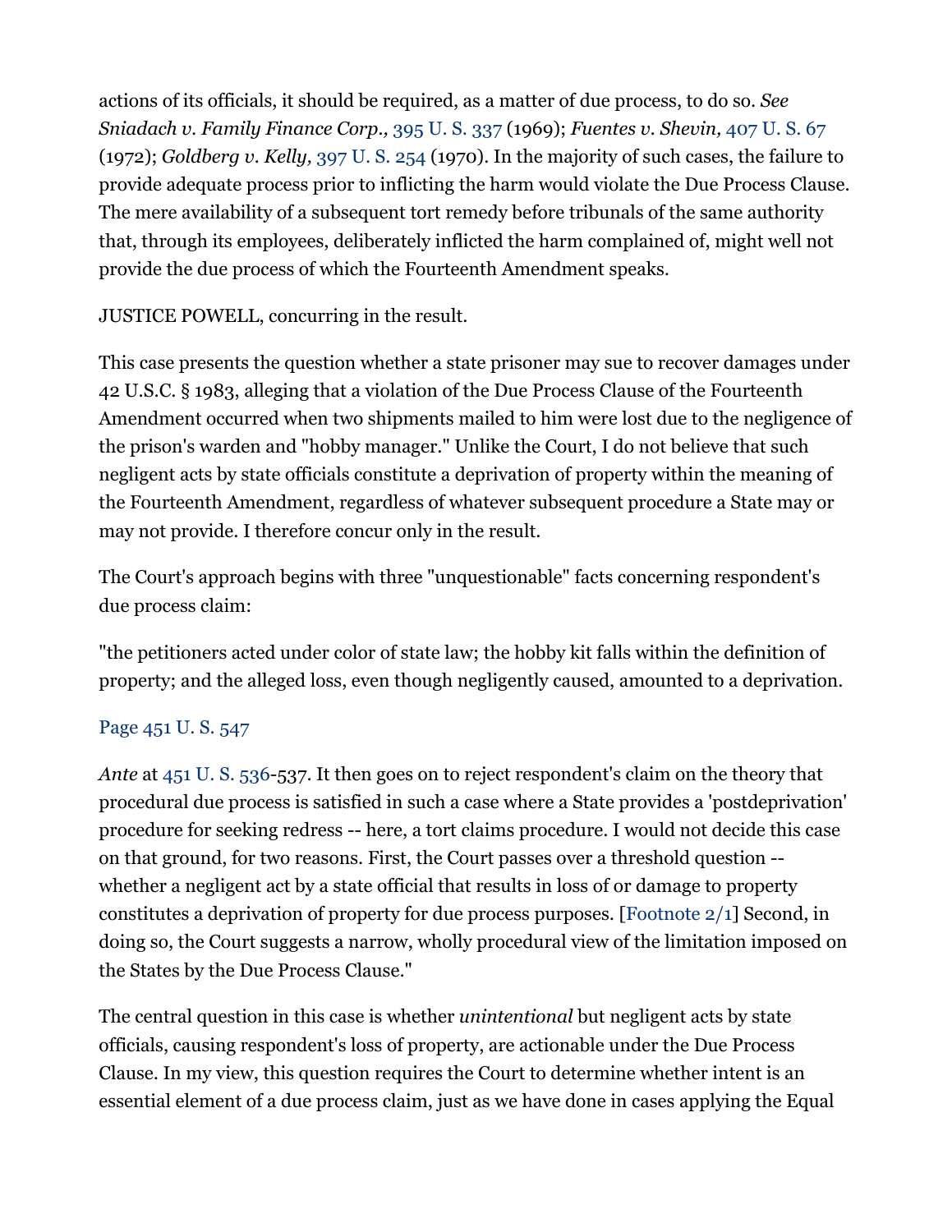actions of its officials, it should be required, as a matter of due process, to do so. *See Sniadach v. Family Finance Corp.,* 395 U. S. 337 (1969); *Fuentes v. Shevin,* 407 U. S. 67 (1972); *Goldberg v. Kelly,* 397 U. S. 254 (1970). In the majority of such cases, the failure to provide adequate process prior to inflicting the harm would violate the Due Process Clause. The mere availability of a subsequent tort remedy before tribunals of the same authority that, through its employees, deliberately inflicted the harm complained of, might well not provide the due process of which the Fourteenth Amendment speaks.

JUSTICE POWELL, concurring in the result.

This case presents the question whether a state prisoner may sue to recover damages under 42 U.S.C. § 1983, alleging that a violation of the Due Process Clause of the Fourteenth Amendment occurred when two shipments mailed to him were lost due to the negligence of the prison's warden and "hobby manager." Unlike the Court, I do not believe that such negligent acts by state officials constitute a deprivation of property within the meaning of the Fourteenth Amendment, regardless of whatever subsequent procedure a State may or may not provide. I therefore concur only in the result.

The Court's approach begins with three "unquestionable" facts concerning respondent's due process claim:

"the petitioners acted under color of state law; the hobby kit falls within the definition of property; and the alleged loss, even though negligently caused, amounted to a deprivation.

Page 451 U. S. 547

*Ante* at 451 U. S. 536-537. It then goes on to reject respondent's claim on the theory that procedural due process is satisfied in such a case where a State provides a 'postdeprivation' procedure for seeking redress -- here, a tort claims procedure. I would not decide this case on that ground, for two reasons. First, the Court passes over a threshold question -- whether a negligent act by a state official that results in loss of or damage to property constitutes a deprivation of property for due process purposes. [Footnote 2/1] Second, in doing so, the Court suggests a narrow, wholly procedural view of the limitation imposed on the States by the Due Process Clause."

The central question in this case is whether *unintentional* but negligent acts by state officials, causing respondent's loss of property, are actionable under the Due Process Clause. In my view, this question requires the Court to determine whether intent is an essential element of a due process claim, just as we have done in cases applying the Equal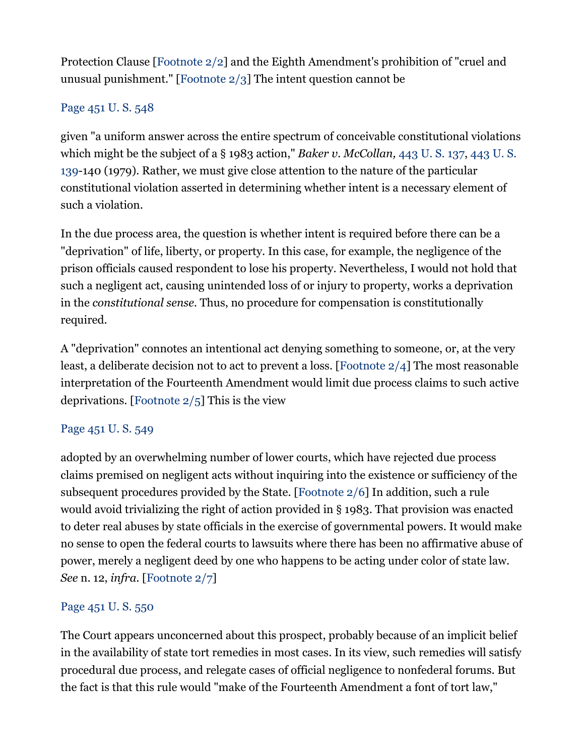Protection Clause [Footnote 2/2] and the Eighth Amendment's prohibition of "cruel and unusual punishment." [Footnote 2/3] The intent question cannot be

Page 451 U. S. 548

given "a uniform answer across the entire spectrum of conceivable constitutional violations which might be the subject of a § 1983 action," *Baker v. McCollan,* 443 U. S. 137, 443 U. S. 139-140 (1979). Rather, we must give close attention to the nature of the particular constitutional violation asserted in determining whether intent is a necessary element of such a violation.

In the due process area, the question is whether intent is required before there can be a "deprivation" of life, liberty, or property. In this case, for example, the negligence of the prison officials caused respondent to lose his property. Nevertheless, I would not hold that such a negligent act, causing unintended loss of or injury to property, works a deprivation in the *constitutional sense.* Thus, no procedure for compensation is constitutionally required.

A "deprivation" connotes an intentional act denying something to someone, or, at the very least, a deliberate decision not to act to prevent a loss. [Footnote 2/4] The most reasonable interpretation of the Fourteenth Amendment would limit due process claims to such active deprivations. [Footnote 2/5] This is the view

Page 451 U. S. 549

adopted by an overwhelming number of lower courts, which have rejected due process claims premised on negligent acts without inquiring into the existence or sufficiency of the subsequent procedures provided by the State. [Footnote 2/6] In addition, such a rule would avoid trivializing the right of action provided in § 1983. That provision was enacted to deter real abuses by state officials in the exercise of governmental powers. It would make no sense to open the federal courts to lawsuits where there has been no affirmative abuse of power, merely a negligent deed by one who happens to be acting under color of state law. *See* n. 12, *infra*. [Footnote 2/7]

Page 451 U. S. 550

The Court appears unconcerned about this prospect, probably because of an implicit belief in the availability of state tort remedies in most cases. In its view, such remedies will satisfy procedural due process, and relegate cases of official negligence to nonfederal forums. But the fact is that this rule would "make of the Fourteenth Amendment a font of tort law,"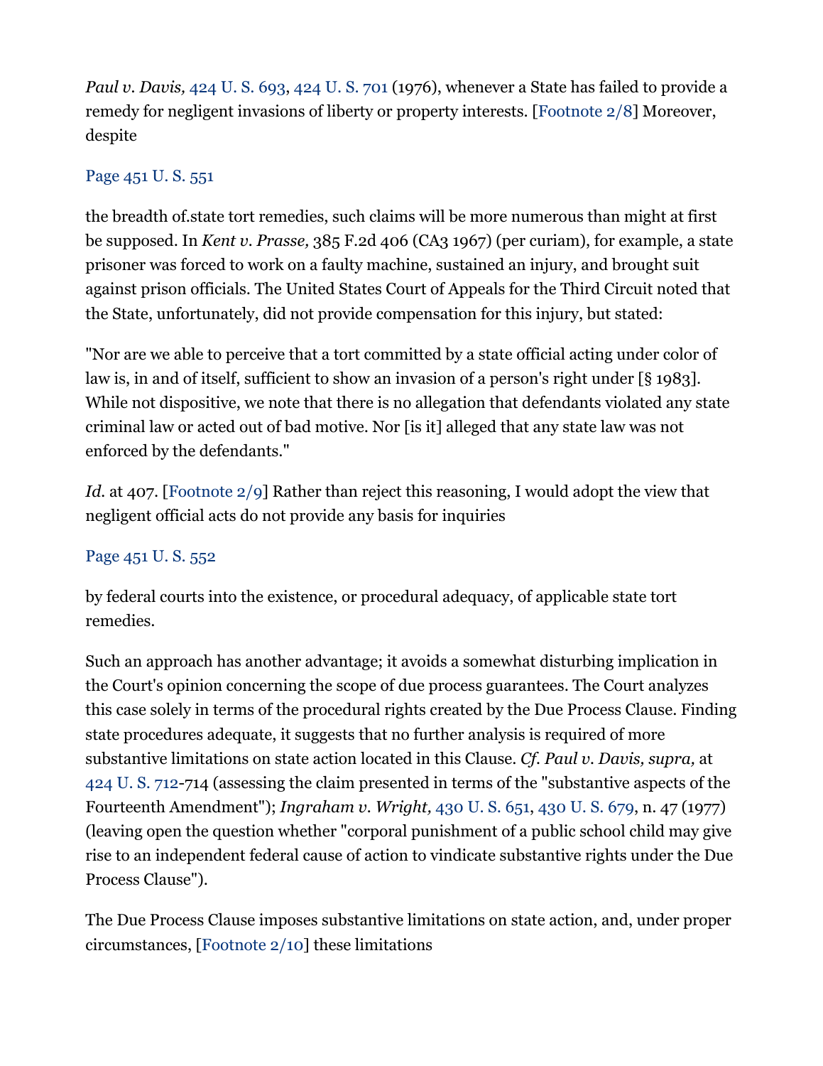*Paul v. Davis,* 424 U. S. 693, 424 U. S. 701 (1976), whenever a State has failed to provide a remedy for negligent invasions of liberty or property interests. [Footnote 2/8] Moreover, despite

Page 451 U. S. 551

the breadth of.state tort remedies, such claims will be more numerous than might at first be supposed. In *Kent v. Prasse,* 385 F.2d 406 (CA3 1967) (per curiam), for example, a state prisoner was forced to work on a faulty machine, sustained an injury, and brought suit against prison officials. The United States Court of Appeals for the Third Circuit noted that the State, unfortunately, did not provide compensation for this injury, but stated:

"Nor are we able to perceive that a tort committed by a state official acting under color of law is, in and of itself, sufficient to show an invasion of a person's right under [§ 1983]. While not dispositive, we note that there is no allegation that defendants violated any state criminal law or acted out of bad motive. Nor [is it] alleged that any state law was not enforced by the defendants."

*Id.* at 407. [Footnote 2/9] Rather than reject this reasoning, I would adopt the view that negligent official acts do not provide any basis for inquiries

Page 451 U. S. 552

by federal courts into the existence, or procedural adequacy, of applicable state tort remedies.

Such an approach has another advantage; it avoids a somewhat disturbing implication in the Court's opinion concerning the scope of due process guarantees. The Court analyzes this case solely in terms of the procedural rights created by the Due Process Clause. Finding state procedures adequate, it suggests that no further analysis is required of more substantive limitations on state action located in this Clause. *Cf. Paul v. Davis, supra,* at 424 U. S. 712-714 (assessing the claim presented in terms of the "substantive aspects of the Fourteenth Amendment"); *Ingraham v. Wright,* 430 U. S. 651, 430 U. S. 679, n. 47 (1977) (leaving open the question whether "corporal punishment of a public school child may give rise to an independent federal cause of action to vindicate substantive rights under the Due Process Clause").

The Due Process Clause imposes substantive limitations on state action, and, under proper circumstances, [Footnote 2/10] these limitations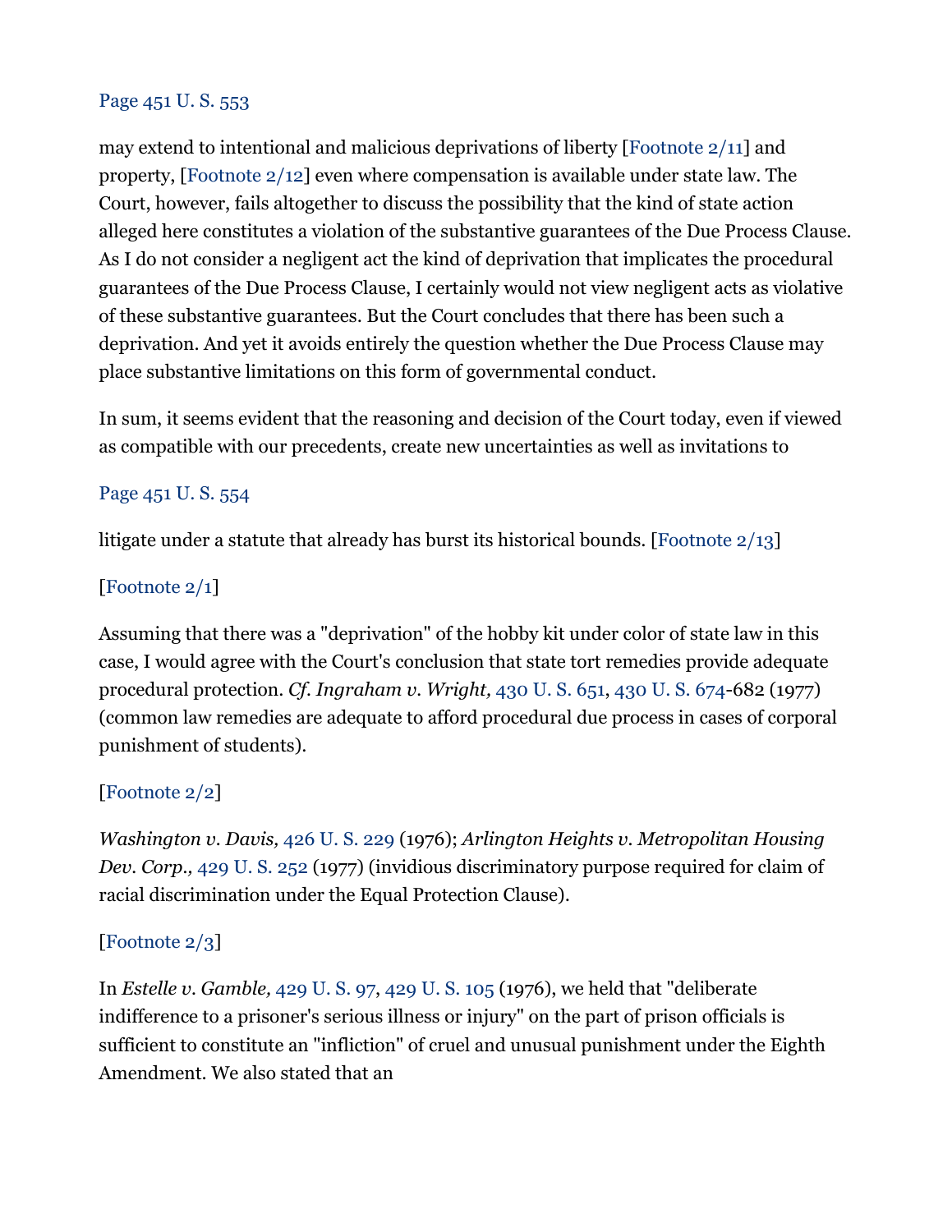Page 451 U. S. 553

may extend to intentional and malicious deprivations of liberty [Footnote 2/11] and property, [Footnote 2/12] even where compensation is available under state law. The Court, however, fails altogether to discuss the possibility that the kind of state action alleged here constitutes a violation of the substantive guarantees of the Due Process Clause. As I do not consider a negligent act the kind of deprivation that implicates the procedural guarantees of the Due Process Clause, I certainly would not view negligent acts as violative of these substantive guarantees. But the Court concludes that there has been such a deprivation. And yet it avoids entirely the question whether the Due Process Clause may place substantive limitations on this form of governmental conduct.

In sum, it seems evident that the reasoning and decision of the Court today, even if viewed as compatible with our precedents, create new uncertainties as well as invitations to

Page 451 U. S. 554

litigate under a statute that already has burst its historical bounds. [Footnote 2/13]

[Footnote 2/1]

Assuming that there was a "deprivation" of the hobby kit under color of state law in this case, I would agree with the Court's conclusion that state tort remedies provide adequate procedural protection. *Cf. Ingraham v. Wright,* 430 U. S. 651, 430 U. S. 674-682 (1977) (common law remedies are adequate to afford procedural due process in cases of corporal punishment of students).

[Footnote 2/2]

*Washington v. Davis,* 426 U. S. 229 (1976); *Arlington Heights v. Metropolitan Housing Dev. Corp.,* 429 U. S. 252 (1977) (invidious discriminatory purpose required for claim of racial discrimination under the Equal Protection Clause).

[Footnote 2/3]

In *Estelle v. Gamble,* 429 U. S. 97, 429 U. S. 105 (1976), we held that "deliberate indifference to a prisoner's serious illness or injury" on the part of prison officials is sufficient to constitute an "infliction" of cruel and unusual punishment under the Eighth Amendment. We also stated that an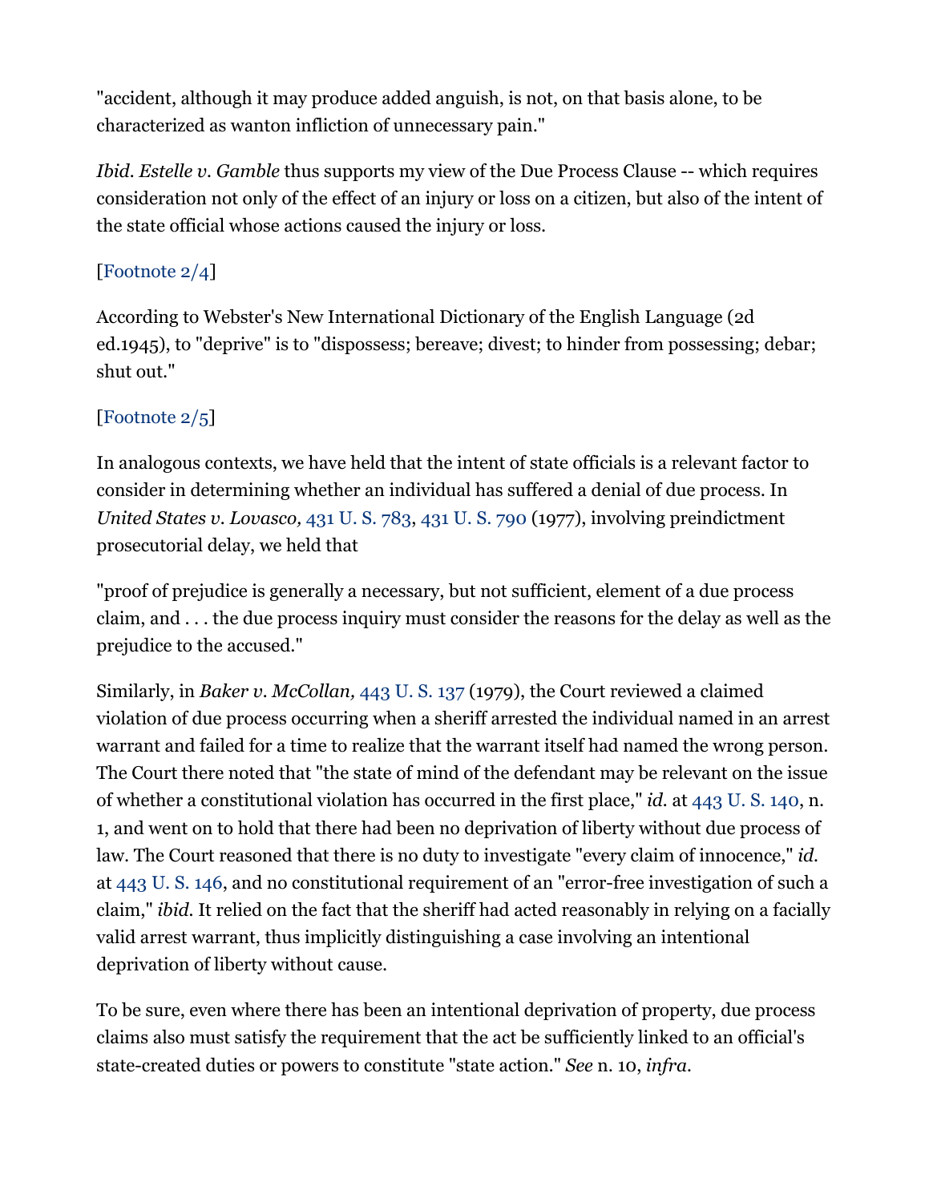"accident, although it may produce added anguish, is not, on that basis alone, to be characterized as wanton infliction of unnecessary pain."

*Ibid. Estelle v. Gamble* thus supports my view of the Due Process Clause -- which requires consideration not only of the effect of an injury or loss on a citizen, but also of the intent of the state official whose actions caused the injury or loss.

[Footnote 2/4]

According to Webster's New International Dictionary of the English Language (2d ed.1945), to "deprive" is to "dispossess; bereave; divest; to hinder from possessing; debar; shut out."

[Footnote 2/5]

In analogous contexts, we have held that the intent of state officials is a relevant factor to consider in determining whether an individual has suffered a denial of due process. In *United States v. Lovasco,* 431 U. S. 783, 431 U. S. 790 (1977), involving preindictment prosecutorial delay, we held that

"proof of prejudice is generally a necessary, but not sufficient, element of a due process claim, and . . . the due process inquiry must consider the reasons for the delay as well as the prejudice to the accused."

Similarly, in *Baker v. McCollan,* 443 U. S. 137 (1979), the Court reviewed a claimed violation of due process occurring when a sheriff arrested the individual named in an arrest warrant and failed for a time to realize that the warrant itself had named the wrong person. The Court there noted that "the state of mind of the defendant may be relevant on the issue of whether a constitutional violation has occurred in the first place," *id.* at 443 U. S. 140, n. 1, and went on to hold that there had been no deprivation of liberty without due process of law. The Court reasoned that there is no duty to investigate "every claim of innocence," *id.* at 443 U. S. 146, and no constitutional requirement of an "error-free investigation of such a claim," *ibid.* It relied on the fact that the sheriff had acted reasonably in relying on a facially valid arrest warrant, thus implicitly distinguishing a case involving an intentional deprivation of liberty without cause.

To be sure, even where there has been an intentional deprivation of property, due process claims also must satisfy the requirement that the act be sufficiently linked to an official's state-created duties or powers to constitute "state action." *See* n. 10, *infra.*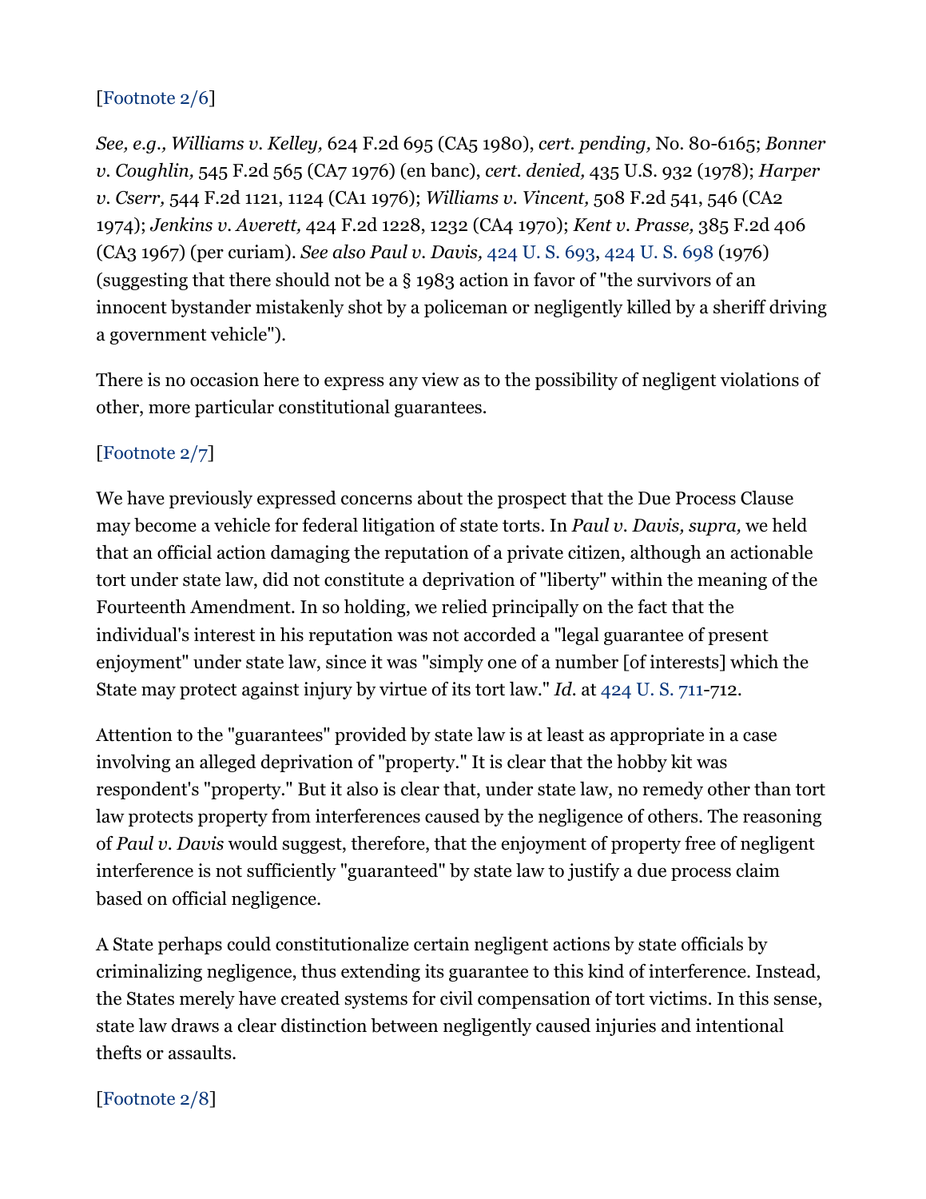[Footnote 2/6]

*See, e.g., Williams v. Kelley,* 624 F.2d 695 (CA5 1980), *cert. pending,* No. 80-6165; *Bonner v. Coughlin,* 545 F.2d 565 (CA7 1976) (en banc), *cert. denied,* 435 U.S. 932 (1978); *Harper v. Cserr,* 544 F.2d 1121, 1124 (CA1 1976); *Williams v. Vincent,* 508 F.2d 541, 546 (CA2 1974); *Jenkins v. Averett,* 424 F.2d 1228, 1232 (CA4 1970); *Kent v. Prasse,* 385 F.2d 406 (CA3 1967) (per curiam). *See also Paul v. Davis,* 424 U. S. 693, 424 U. S. 698 (1976) (suggesting that there should not be a § 1983 action in favor of "the survivors of an innocent bystander mistakenly shot by a policeman or negligently killed by a sheriff driving a government vehicle").

There is no occasion here to express any view as to the possibility of negligent violations of other, more particular constitutional guarantees.

[Footnote 2/7]

We have previously expressed concerns about the prospect that the Due Process Clause may become a vehicle for federal litigation of state torts. In *Paul v. Davis, supra,* we held that an official action damaging the reputation of a private citizen, although an actionable tort under state law, did not constitute a deprivation of "liberty" within the meaning of the Fourteenth Amendment. In so holding, we relied principally on the fact that the individual's interest in his reputation was not accorded a "legal guarantee of present enjoyment" under state law, since it was "simply one of a number [of interests] which the State may protect against injury by virtue of its tort law." *Id.* at 424 U. S. 711-712.

Attention to the "guarantees" provided by state law is at least as appropriate in a case involving an alleged deprivation of "property." It is clear that the hobby kit was respondent's "property." But it also is clear that, under state law, no remedy other than tort law protects property from interferences caused by the negligence of others. The reasoning of *Paul v. Davis* would suggest, therefore, that the enjoyment of property free of negligent interference is not sufficiently "guaranteed" by state law to justify a due process claim based on official negligence.

A State perhaps could constitutionalize certain negligent actions by state officials by criminalizing negligence, thus extending its guarantee to this kind of interference. Instead, the States merely have created systems for civil compensation of tort victims. In this sense, state law draws a clear distinction between negligently caused injuries and intentional thefts or assaults.

[Footnote 2/8]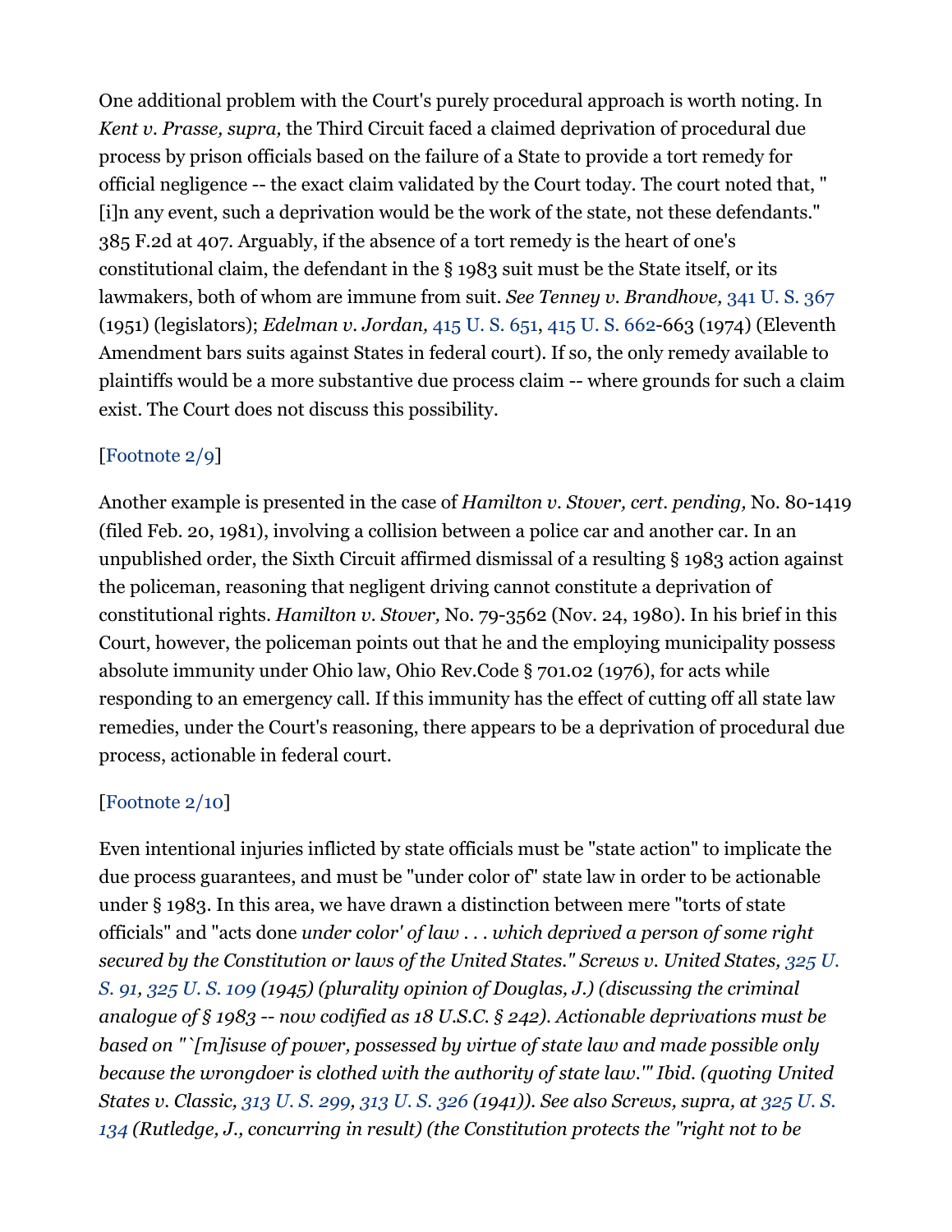One additional problem with the Court's purely procedural approach is worth noting. In *Kent v. Prasse, supra,* the Third Circuit faced a claimed deprivation of procedural due process by prison officials based on the failure of a State to provide a tort remedy for official negligence -- the exact claim validated by the Court today. The court noted that, "[i]n any event, such a deprivation would be the work of the state, not these defendants." 385 F.2d at 407. Arguably, if the absence of a tort remedy is the heart of one's constitutional claim, the defendant in the § 1983 suit must be the State itself, or its lawmakers, both of whom are immune from suit. *See Tenney v. Brandhove,* 341 U. S. 367 (1951) (legislators); *Edelman v. Jordan,* 415 U. S. 651, 415 U. S. 662-663 (1974) (Eleventh Amendment bars suits against States in federal court). If so, the only remedy available to plaintiffs would be a more substantive due process claim -- where grounds for such a claim exist. The Court does not discuss this possibility.

[Footnote 2/9]

Another example is presented in the case of *Hamilton v. Stover, cert. pending,* No. 80-1419 (filed Feb. 20, 1981), involving a collision between a police car and another car. In an unpublished order, the Sixth Circuit affirmed dismissal of a resulting § 1983 action against the policeman, reasoning that negligent driving cannot constitute a deprivation of constitutional rights. *Hamilton v. Stover,* No. 79-3562 (Nov. 24, 1980). In his brief in this Court, however, the policeman points out that he and the employing municipality possess absolute immunity under Ohio law, Ohio Rev.Code § 701.02 (1976), for acts while responding to an emergency call. If this immunity has the effect of cutting off all state law remedies, under the Court's reasoning, there appears to be a deprivation of procedural due process, actionable in federal court.

[Footnote 2/10]

Even intentional injuries inflicted by state officials must be "state action" to implicate the due process guarantees, and must be "under color of" state law in order to be actionable under § 1983. In this area, we have drawn a distinction between mere "torts of state officials" and "acts done *under color' of law . . . which deprived a person of some right secured by the Constitution or laws of the United States." Screws v. United States, 325 U. S. 91, 325 U. S. 109 (1945) (plurality opinion of Douglas, J.) (discussing the criminal analogue of § 1983 -- now codified as 18 U.S.C. § 242). Actionable deprivations must be based on "`[m]isuse of power, possessed by virtue of state law and made possible only because the wrongdoer is clothed with the authority of state law.'" Ibid. (quoting United States v. Classic, 313 U. S. 299, 313 U. S. 326 (1941)). See also Screws, supra, at 325 U. S. 134 (Rutledge, J., concurring in result) (the Constitution protects the "right not to be*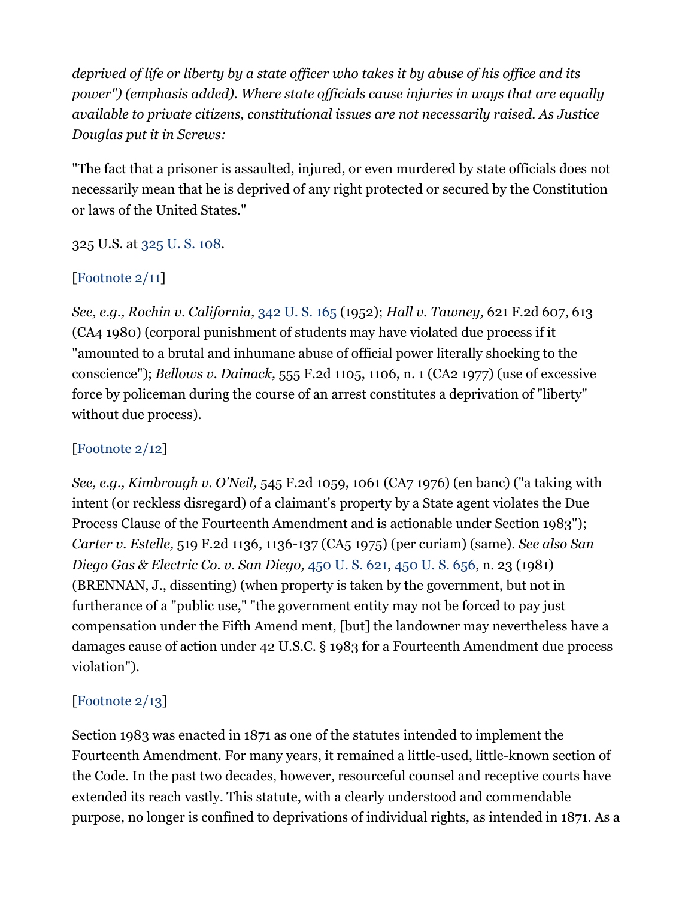*deprived of life or liberty by a state officer who takes it by abuse of his office and its power") (emphasis added). Where state officials cause injuries in ways that are equally available to private citizens, constitutional issues are not necessarily raised. As Justice Douglas put it in Screws:*

"The fact that a prisoner is assaulted, injured, or even murdered by state officials does not necessarily mean that he is deprived of any right protected or secured by the Constitution or laws of the United States."

325 U.S. at 325 U. S. 108.

[Footnote 2/11]

*See, e.g., Rochin v. California,* 342 U. S. 165 (1952); *Hall v. Tawney,* 621 F.2d 607, 613 (CA4 1980) (corporal punishment of students may have violated due process if it "amounted to a brutal and inhumane abuse of official power literally shocking to the conscience"); *Bellows v. Dainack,* 555 F.2d 1105, 1106, n. 1 (CA2 1977) (use of excessive force by policeman during the course of an arrest constitutes a deprivation of "liberty" without due process).

[Footnote 2/12]

*See, e.g., Kimbrough v. O'Neil,* 545 F.2d 1059, 1061 (CA7 1976) (en banc) ("a taking with intent (or reckless disregard) of a claimant's property by a State agent violates the Due Process Clause of the Fourteenth Amendment and is actionable under Section 1983"); *Carter v. Estelle,* 519 F.2d 1136, 1136-137 (CA5 1975) (per curiam) (same). *See also San Diego Gas & Electric Co. v. San Diego,* 450 U. S. 621, 450 U. S. 656, n. 23 (1981) (BRENNAN, J., dissenting) (when property is taken by the government, but not in furtherance of a "public use," "the government entity may not be forced to pay just compensation under the Fifth Amend ment, [but] the landowner may nevertheless have a damages cause of action under 42 U.S.C. § 1983 for a Fourteenth Amendment due process violation").

[Footnote 2/13]

Section 1983 was enacted in 1871 as one of the statutes intended to implement the Fourteenth Amendment. For many years, it remained a little-used, little-known section of the Code. In the past two decades, however, resourceful counsel and receptive courts have extended its reach vastly. This statute, with a clearly understood and commendable purpose, no longer is confined to deprivations of individual rights, as intended in 1871. As a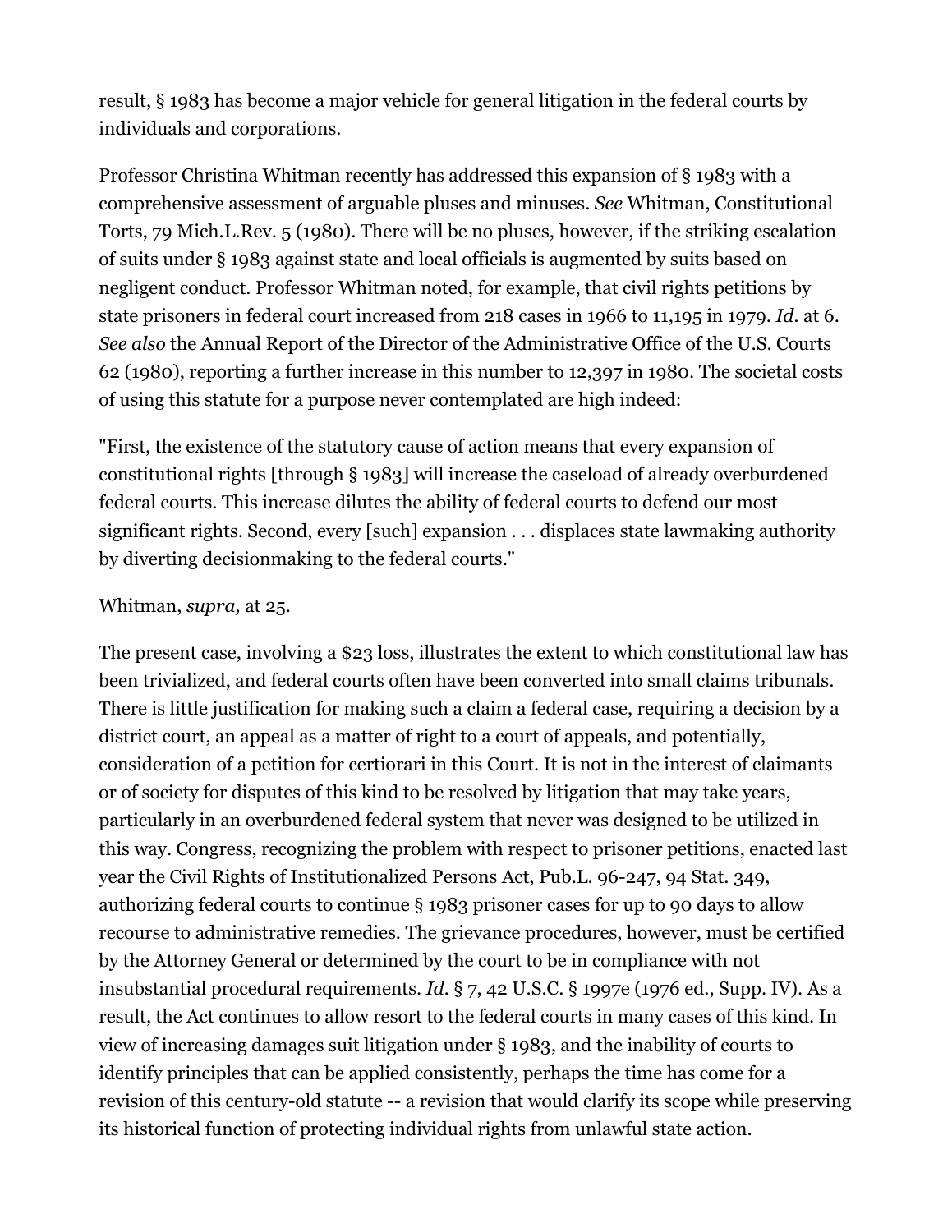result, § 1983 has become a major vehicle for general litigation in the federal courts by individuals and corporations.

Professor Christina Whitman recently has addressed this expansion of § 1983 with a comprehensive assessment of arguable pluses and minuses. *See* Whitman, Constitutional Torts, 79 Mich.L.Rev. 5 (1980). There will be no pluses, however, if the striking escalation of suits under § 1983 against state and local officials is augmented by suits based on negligent conduct. Professor Whitman noted, for example, that civil rights petitions by state prisoners in federal court increased from 218 cases in 1966 to 11,195 in 1979. *Id.* at 6. *See also* the Annual Report of the Director of the Administrative Office of the U.S. Courts 62 (1980), reporting a further increase in this number to 12,397 in 1980. The societal costs of using this statute for a purpose never contemplated are high indeed:

"First, the existence of the statutory cause of action means that every expansion of constitutional rights [through § 1983] will increase the caseload of already overburdened federal courts. This increase dilutes the ability of federal courts to defend our most significant rights. Second, every [such] expansion . . . displaces state lawmaking authority by diverting decisionmaking to the federal courts."

Whitman, *supra,* at 25.

The present case, involving a $23 loss, illustrates the extent to which constitutional law has been trivialized, and federal courts often have been converted into small claims tribunals. There is little justification for making such a claim a federal case, requiring a decision by a district court, an appeal as a matter of right to a court of appeals, and potentially, consideration of a petition for certiorari in this Court. It is not in the interest of claimants or of society for disputes of this kind to be resolved by litigation that may take years, particularly in an overburdened federal system that never was designed to be utilized in this way. Congress, recognizing the problem with respect to prisoner petitions, enacted last year the Civil Rights of Institutionalized Persons Act, Pub.L. 96-247, 94 Stat. 349, authorizing federal courts to continue § 1983 prisoner cases for up to 90 days to allow recourse to administrative remedies. The grievance procedures, however, must be certified by the Attorney General or determined by the court to be in compliance with not insubstantial procedural requirements. *Id.* § 7, 42 U.S.C. § 1997e (1976 ed., Supp. IV). As a result, the Act continues to allow resort to the federal courts in many cases of this kind. In view of increasing damages suit litigation under § 1983, and the inability of courts to identify principles that can be applied consistently, perhaps the time has come for a revision of this century-old statute -- a revision that would clarify its scope while preserving its historical function of protecting individual rights from unlawful state action.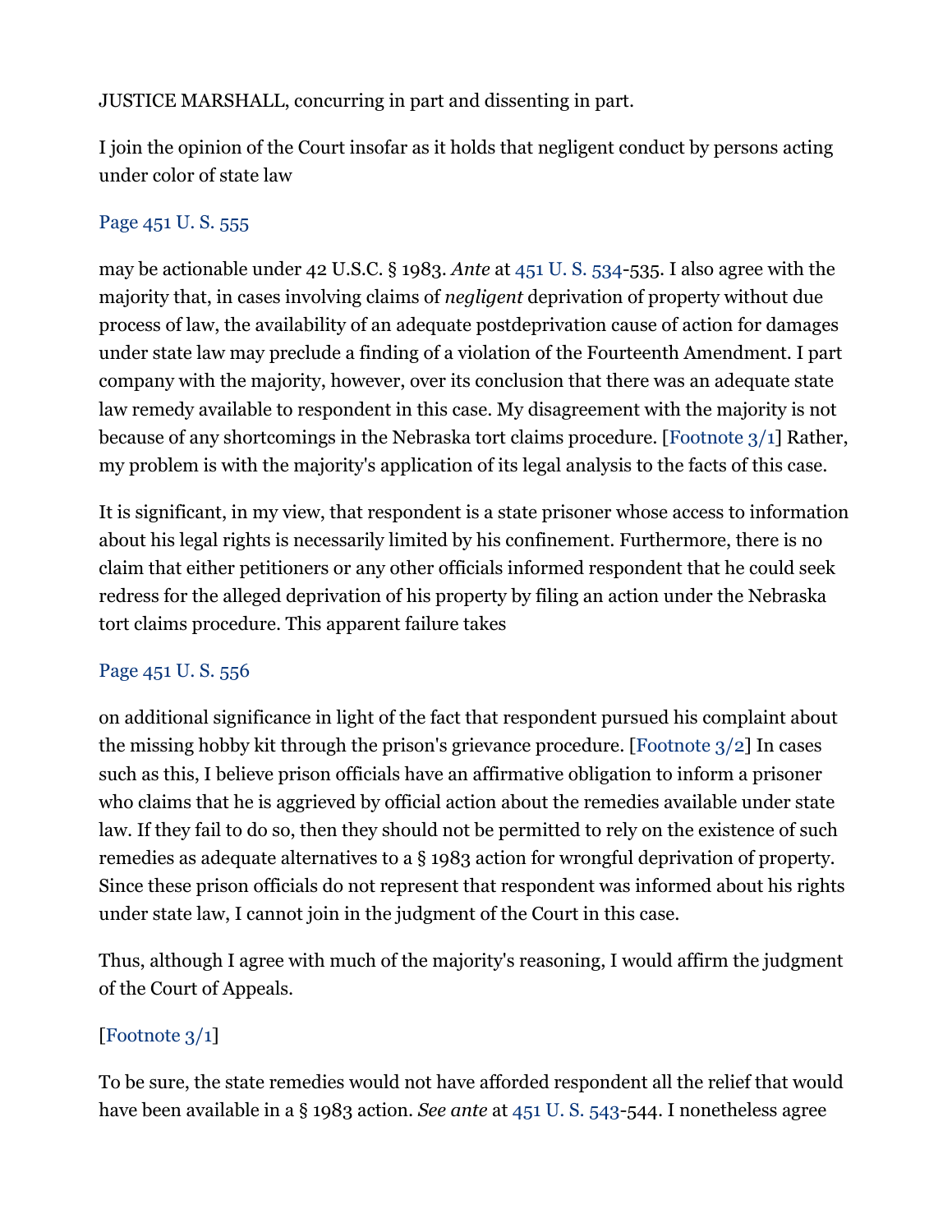JUSTICE MARSHALL, concurring in part and dissenting in part.

I join the opinion of the Court insofar as it holds that negligent conduct by persons acting under color of state law

Page 451 U. S. 555

may be actionable under 42 U.S.C. § 1983. *Ante* at 451 U. S. 534-535. I also agree with the majority that, in cases involving claims of *negligent* deprivation of property without due process of law, the availability of an adequate postdeprivation cause of action for damages under state law may preclude a finding of a violation of the Fourteenth Amendment. I part company with the majority, however, over its conclusion that there was an adequate state law remedy available to respondent in this case. My disagreement with the majority is not because of any shortcomings in the Nebraska tort claims procedure. [Footnote 3/1] Rather, my problem is with the majority's application of its legal analysis to the facts of this case.

It is significant, in my view, that respondent is a state prisoner whose access to information about his legal rights is necessarily limited by his confinement. Furthermore, there is no claim that either petitioners or any other officials informed respondent that he could seek redress for the alleged deprivation of his property by filing an action under the Nebraska tort claims procedure. This apparent failure takes

Page 451 U. S. 556

on additional significance in light of the fact that respondent pursued his complaint about the missing hobby kit through the prison's grievance procedure. [Footnote 3/2] In cases such as this, I believe prison officials have an affirmative obligation to inform a prisoner who claims that he is aggrieved by official action about the remedies available under state law. If they fail to do so, then they should not be permitted to rely on the existence of such remedies as adequate alternatives to a § 1983 action for wrongful deprivation of property. Since these prison officials do not represent that respondent was informed about his rights under state law, I cannot join in the judgment of the Court in this case.

Thus, although I agree with much of the majority's reasoning, I would affirm the judgment of the Court of Appeals.

[Footnote 3/1]

To be sure, the state remedies would not have afforded respondent all the relief that would have been available in a § 1983 action. *See ante* at 451 U. S. 543-544. I nonetheless agree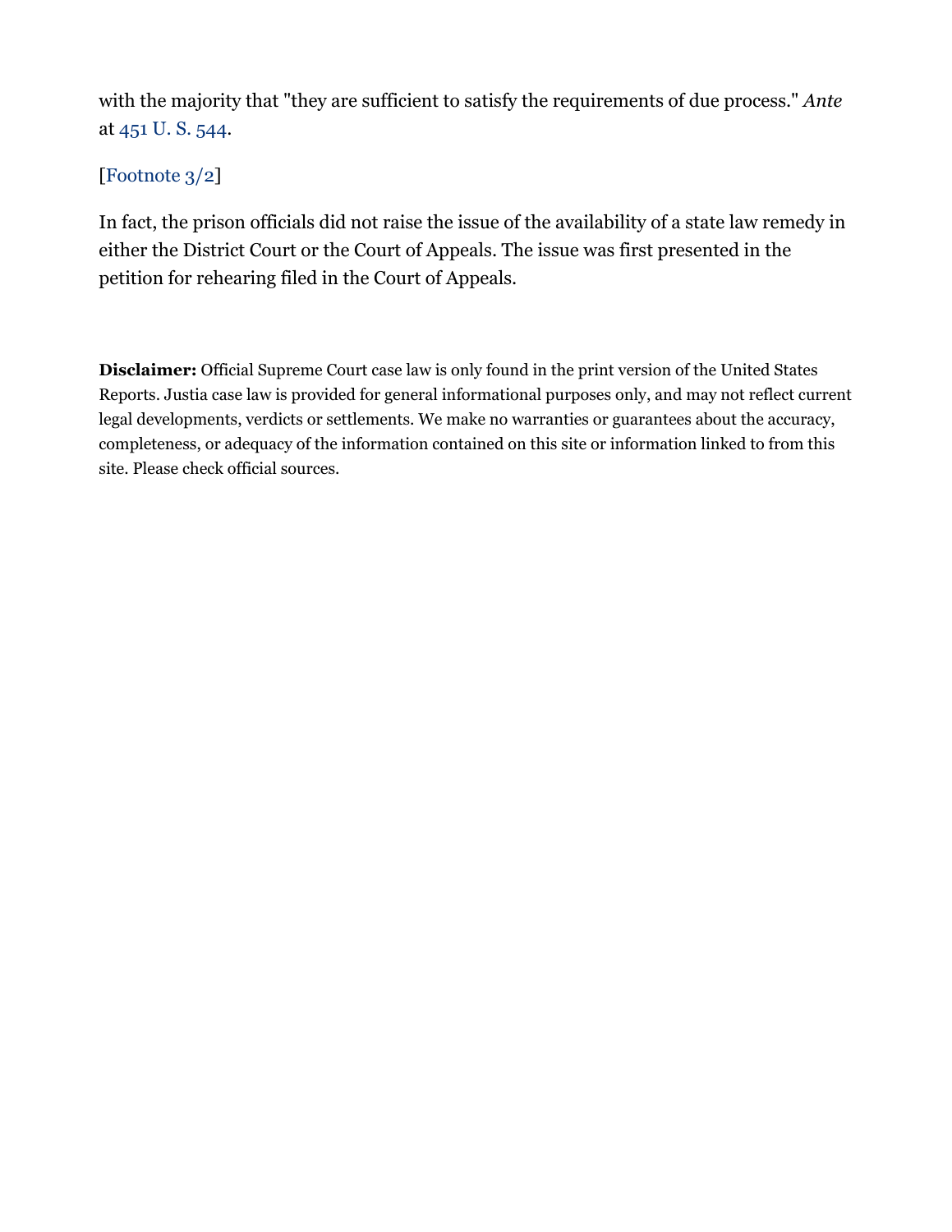with the majority that "they are sufficient to satisfy the requirements of due process." *Ante* at 451 U. S. 544.

[Footnote 3/2]

In fact, the prison officials did not raise the issue of the availability of a state law remedy in either the District Court or the Court of Appeals. The issue was first presented in the petition for rehearing filed in the Court of Appeals.

**Disclaimer:** Official Supreme Court case law is only found in the print version of the United States Reports. Justia case law is provided for general informational purposes only, and may not reflect current legal developments, verdicts or settlements. We make no warranties or guarantees about the accuracy, completeness, or adequacy of the information contained on this site or information linked to from this site. Please check official sources.